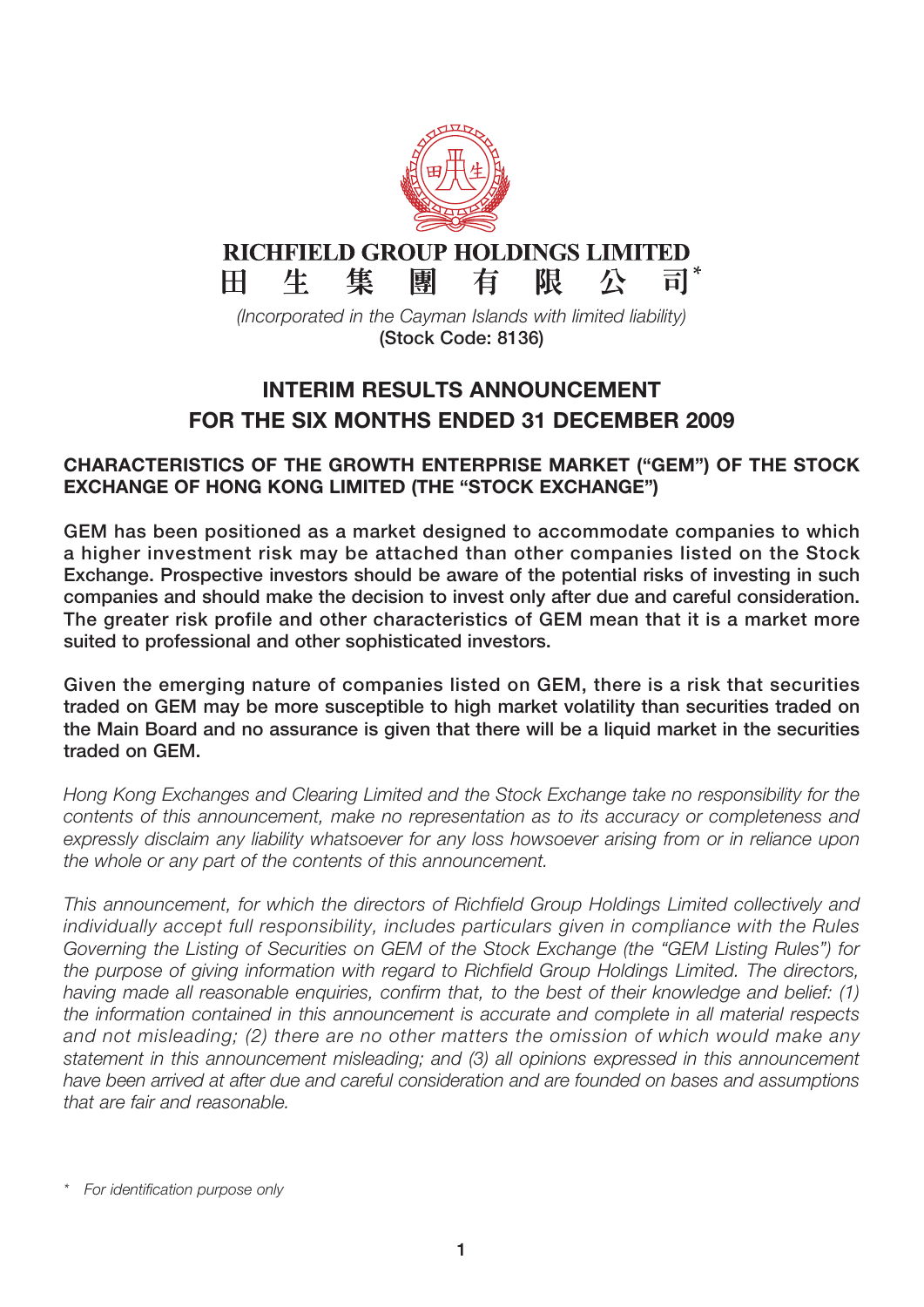**RICHFIELD GROUP HOLDINGS LIMITED**

**田 生 集 團 有 限 公 司***

*(Incorporated in the Cayman Islands with limited liability)*

**(Stock Code: 8136)**

# INTERIM RESULTS ANNOUNCEMENT FOR THE SIX MONTHS ENDED 31 DECEMBER 2009

## CHARACTERISTICS OF THE GROWTH ENTERPRISE MARKET ("GEM") OF THE STOCK EXCHANGE OF HONG KONG LIMITED (THE "STOCK EXCHANGE")

**GEM has been positioned as a market designed to accommodate companies to which a higher investment risk may be attached than other companies listed on the Stock Exchange. Prospective investors should be aware of the potential risks of investing in such companies and should make the decision to invest only after due and careful consideration. The greater risk profile and other characteristics of GEM mean that it is a market more suited to professional and other sophisticated investors.**

**Given the emerging nature of companies listed on GEM, there is a risk that securities traded on GEM may be more susceptible to high market volatility than securities traded on the Main Board and no assurance is given that there will be a liquid market in the securities traded on GEM.**

*Hong Kong Exchanges and Clearing Limited and the Stock Exchange take no responsibility for the contents of this announcement, make no representation as to its accuracy or completeness and expressly disclaim any liability whatsoever for any loss howsoever arising from or in reliance upon the whole or any part of the contents of this announcement.*

*This announcement, for which the directors of Richfield Group Holdings Limited collectively and individually accept full responsibility, includes particulars given in compliance with the Rules Governing the Listing of Securities on GEM of the Stock Exchange (the "GEM Listing Rules") for the purpose of giving information with regard to Richfield Group Holdings Limited. The directors, having made all reasonable enquiries, confirm that, to the best of their knowledge and belief: (1) the information contained in this announcement is accurate and complete in all material respects and not misleading; (2) there are no other matters the omission of which would make any statement in this announcement misleading; and (3) all opinions expressed in this announcement have been arrived at after due and careful consideration and are founded on bases and assumptions that are fair and reasonable.*

\* *For identification purpose only*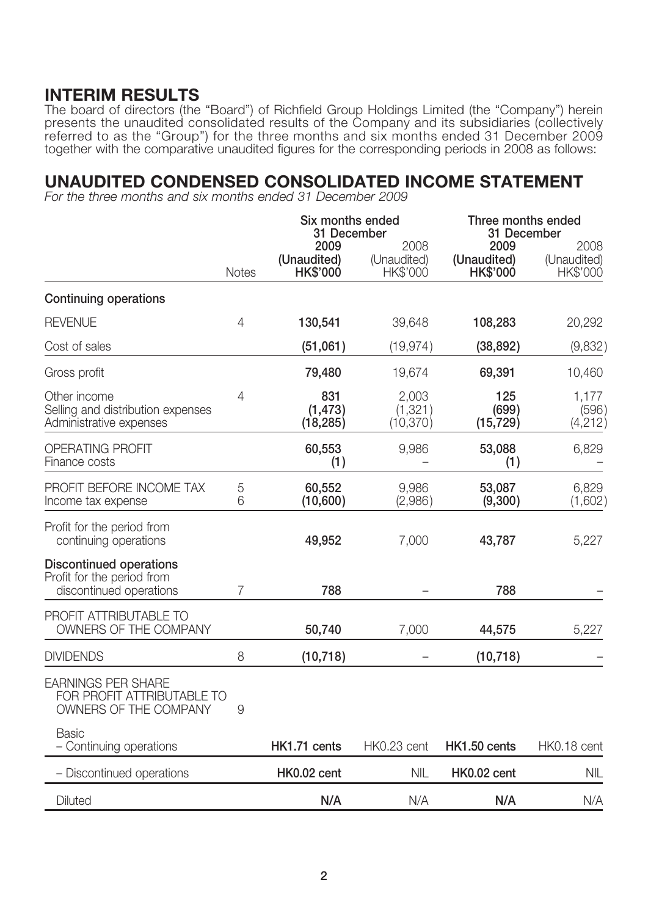## INTERIM RESULTS

The board of directors (the "Board") of Richfield Group Holdings Limited (the "Company") herein presents the unaudited consolidated results of the Company and its subsidiaries (collectively referred to as the "Group") for the three months and six months ended 31 December 2009 together with the comparative unaudited figures for the corresponding periods in 2008 as follows:

## UNAUDITED CONDENSED CONSOLIDATED INCOME STATEMENT

*For the three months and six months ended 31 December 2009*

| | Notes | Six months ended 31 December | | Three months ended 31 December | |
|---|---|---|---|---|---|
| | | **2009 (Unaudited) HK$'000** | 2008 (Unaudited) HK$'000 | **2009 (Unaudited) HK$'000** | 2008 (Unaudited) HK$'000 |
| **Continuing operations** | | | | | |
| REVENUE | 4 | **130,541** | 39,648 | **108,283** | 20,292 |
| Cost of sales | | **(51,061)** | (19,974) | **(38,892)** | (9,832) |
| Gross profit | | **79,480** | 19,674 | **69,391** | 10,460 |
| Other income | 4 | **831** | 2,003 | **125** | 1,177 |
| Selling and distribution expenses | | **(1,473)** | (1,321) | **(699)** | (596) |
| Administrative expenses | | **(18,285)** | (10,370) | **(15,729)** | (4,212) |
| OPERATING PROFIT | | **60,553** | 9,986 | **53,088** | 6,829 |
| Finance costs | | **(1)** | – | **(1)** | – |
| PROFIT BEFORE INCOME TAX | 5 | **60,552** | 9,986 | **53,087** | 6,829 |
| Income tax expense | 6 | **(10,600)** | (2,986) | **(9,300)** | (1,602) |
| Profit for the period from continuing operations | | **49,952** | 7,000 | **43,787** | 5,227 |
| **Discontinued operations** | | | | | |
| Profit for the period from discontinued operations | 7 | **788** | – | **788** | – |
| PROFIT ATTRIBUTABLE TO OWNERS OF THE COMPANY | | **50,740** | 7,000 | **44,575** | 5,227 |
| DIVIDENDS | 8 | **(10,718)** | – | **(10,718)** | – |
| EARNINGS PER SHARE FOR PROFIT ATTRIBUTABLE TO OWNERS OF THE COMPANY | 9 | | | | |
| Basic | | | | | |
| – Continuing operations | | **HK1.71 cents** | HK0.23 cent | **HK1.50 cents** | HK0.18 cent |
| – Discontinued operations | | **HK0.02 cent** | NIL | **HK0.02 cent** | NIL |
| Diluted | | **N/A** | N/A | **N/A** | N/A |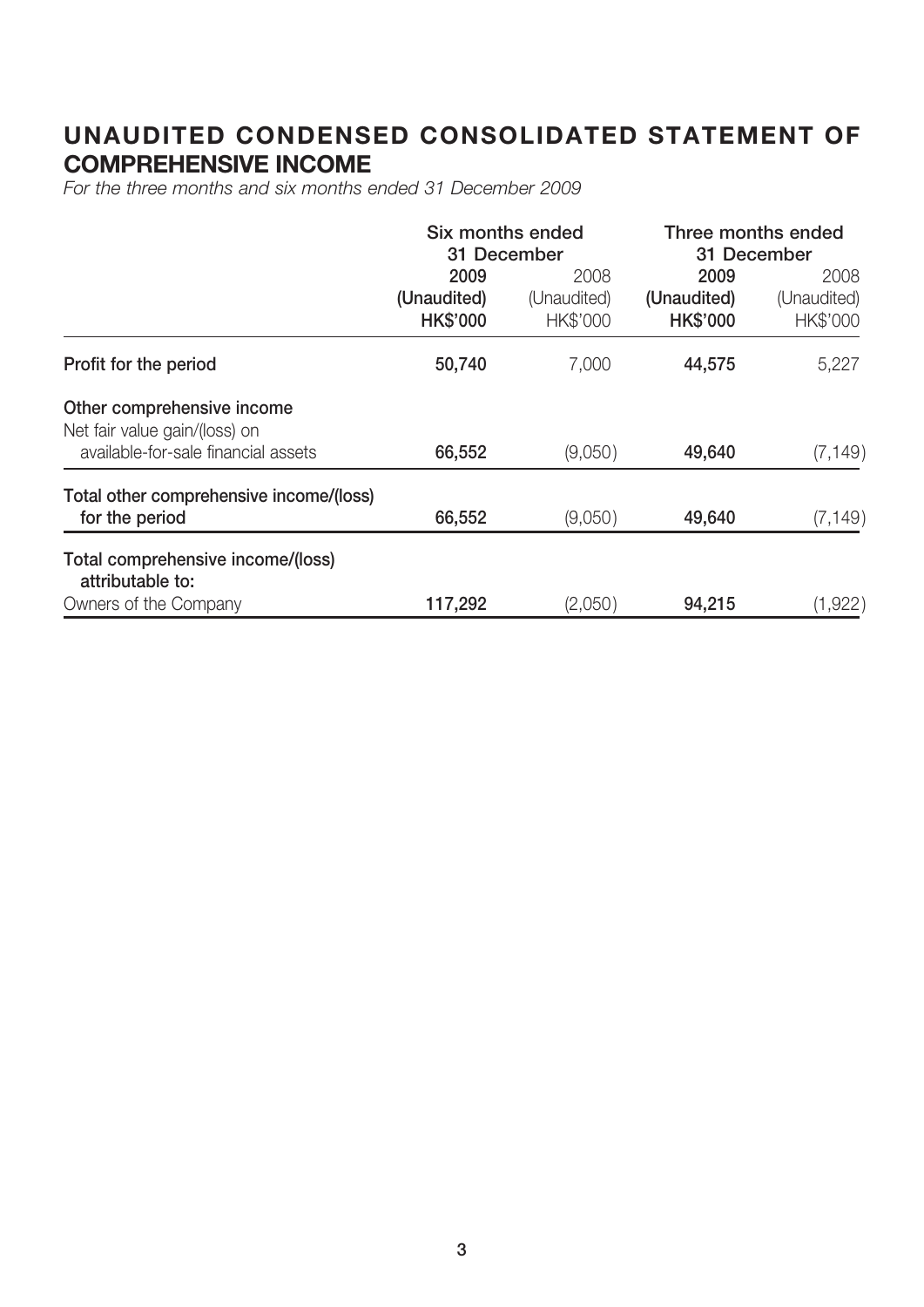# UNAUDITED CONDENSED CONSOLIDATED STATEMENT OF COMPREHENSIVE INCOME

*For the three months and six months ended 31 December 2009*

| | Six months ended 31 December | | Three months ended 31 December | |
|---|---|---|---|---|
| | **2009** | 2008 | **2009** | 2008 |
| | **(Unaudited)** | (Unaudited) | **(Unaudited)** | (Unaudited) |
| | **HK$'000** | HK$'000 | **HK$'000** | HK$'000 |
| **Profit for the period** | **50,740** | 7,000 | **44,575** | 5,227 |
| **Other comprehensive income** | | | | |
| Net fair value gain/(loss) on available-for-sale financial assets | **66,552** | (9,050) | **49,640** | (7,149) |
| **Total other comprehensive income/(loss) for the period** | **66,552** | (9,050) | **49,640** | (7,149) |
| **Total comprehensive income/(loss) attributable to:** | | | | |
| Owners of the Company | **117,292** | (2,050) | **94,215** | (1,922) |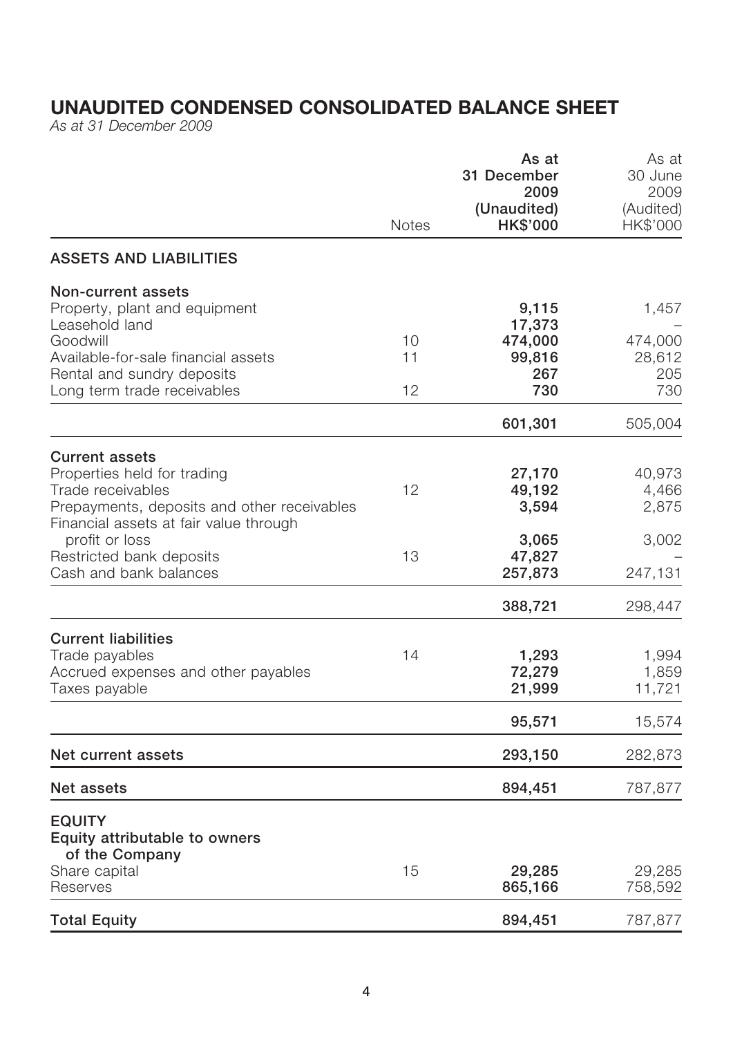# UNAUDITED CONDENSED CONSOLIDATED BALANCE SHEET

*As at 31 December 2009*

| | Notes | As at 31 December 2009 (Unaudited) HK$'000 | As at 30 June 2009 (Audited) HK$'000 |
|---|---|---|---|
| **ASSETS AND LIABILITIES** | | | |
| **Non-current assets** | | | |
| Property, plant and equipment | | **9,115** | 1,457 |
| Leasehold land | | **17,373** | – |
| Goodwill | 10 | **474,000** | 474,000 |
| Available-for-sale financial assets | 11 | **99,816** | 28,612 |
| Rental and sundry deposits | | **267** | 205 |
| Long term trade receivables | 12 | **730** | 730 |
| | | **601,301** | 505,004 |
| **Current assets** | | | |
| Properties held for trading | | **27,170** | 40,973 |
| Trade receivables | 12 | **49,192** | 4,466 |
| Prepayments, deposits and other receivables | | **3,594** | 2,875 |
| Financial assets at fair value through profit or loss | | **3,065** | 3,002 |
| Restricted bank deposits | 13 | **47,827** | – |
| Cash and bank balances | | **257,873** | 247,131 |
| | | **388,721** | 298,447 |
| **Current liabilities** | | | |
| Trade payables | 14 | **1,293** | 1,994 |
| Accrued expenses and other payables | | **72,279** | 1,859 |
| Taxes payable | | **21,999** | 11,721 |
| | | **95,571** | 15,574 |
| **Net current assets** | | **293,150** | 282,873 |
| **Net assets** | | **894,451** | 787,877 |
| **EQUITY** | | | |
| **Equity attributable to owners of the Company** | | | |
| Share capital | 15 | **29,285** | 29,285 |
| Reserves | | **865,166** | 758,592 |
| **Total Equity** | | **894,451** | 787,877 |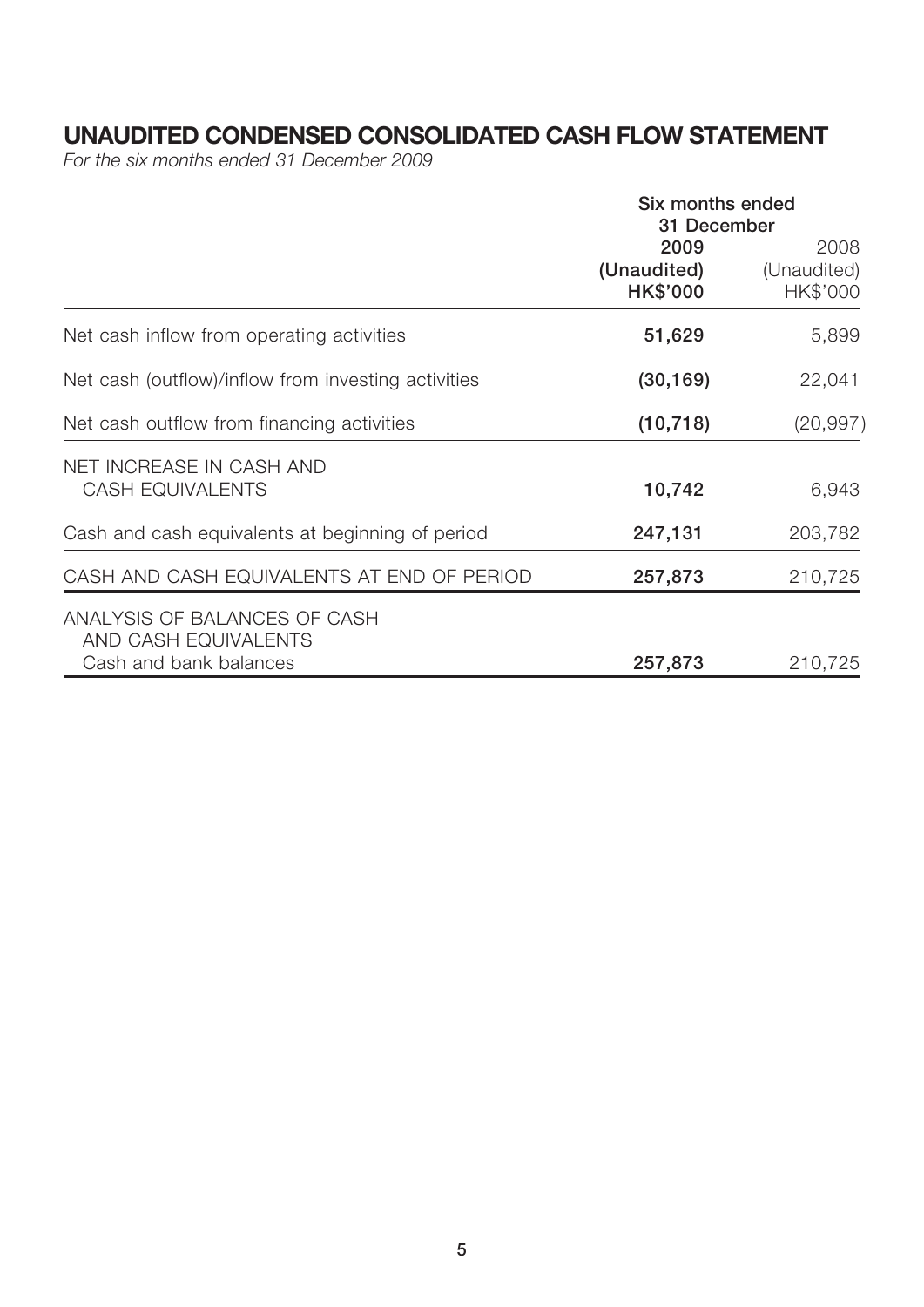# UNAUDITED CONDENSED CONSOLIDATED CASH FLOW STATEMENT

*For the six months ended 31 December 2009*

| | Six months ended 31 December | |
|---|---|---|
| | **2009** | 2008 |
| | **(Unaudited)** | (Unaudited) |
| | **HK$'000** | HK$'000 |
| Net cash inflow from operating activities | **51,629** | 5,899 |
| Net cash (outflow)/inflow from investing activities | **(30,169)** | 22,041 |
| Net cash outflow from financing activities | **(10,718)** | (20,997) |
| NET INCREASE IN CASH AND CASH EQUIVALENTS | **10,742** | 6,943 |
| Cash and cash equivalents at beginning of period | **247,131** | 203,782 |
| CASH AND CASH EQUIVALENTS AT END OF PERIOD | **257,873** | 210,725 |
| ANALYSIS OF BALANCES OF CASH AND CASH EQUIVALENTS | | |
| Cash and bank balances | **257,873** | 210,725 |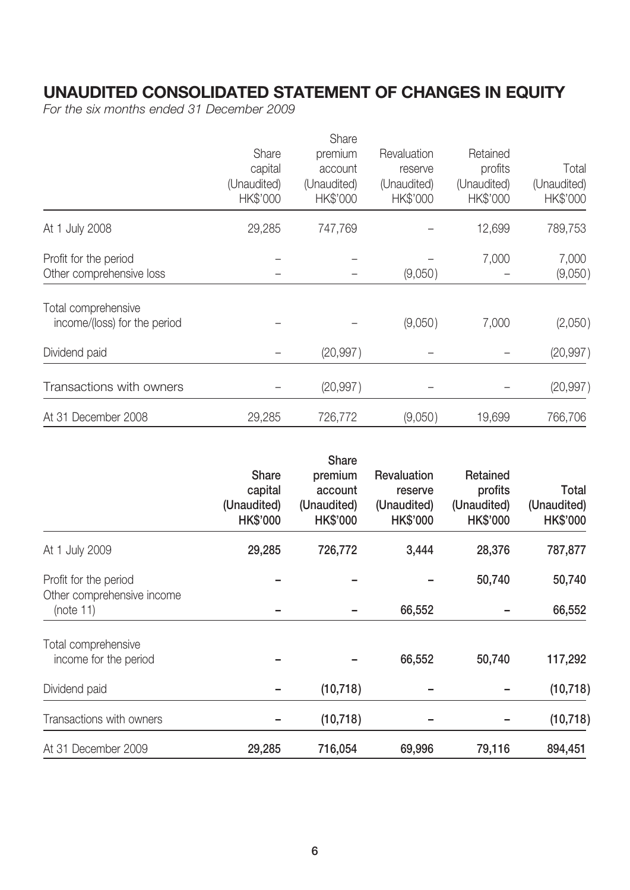# UNAUDITED CONSOLIDATED STATEMENT OF CHANGES IN EQUITY

*For the six months ended 31 December 2009*

| | Share capital (Unaudited) HK$'000 | Share premium account (Unaudited) HK$'000 | Revaluation reserve (Unaudited) HK$'000 | Retained profits (Unaudited) HK$'000 | Total (Unaudited) HK$'000 |
|---|---|---|---|---|---|
| At 1 July 2008 | 29,285 | 747,769 | – | 12,699 | 789,753 |
| Profit for the period | – | – | – | 7,000 | 7,000 |
| Other comprehensive loss | – | – | (9,050) | – | (9,050) |
| Total comprehensive income/(loss) for the period | – | – | (9,050) | 7,000 | (2,050) |
| Dividend paid | – | (20,997) | – | – | (20,997) |
| Transactions with owners | – | (20,997) | – | – | (20,997) |
| At 31 December 2008 | 29,285 | 726,772 | (9,050) | 19,699 | 766,706 |

| | **Share capital (Unaudited) HK$'000** | **Share premium account (Unaudited) HK$'000** | **Revaluation reserve (Unaudited) HK$'000** | **Retained profits (Unaudited) HK$'000** | **Total (Unaudited) HK$'000** |
|---|---|---|---|---|---|
| At 1 July 2009 | **29,285** | **726,772** | **3,444** | **28,376** | **787,877** |
| Profit for the period | **–** | **–** | **–** | **50,740** | **50,740** |
| Other comprehensive income (note 11) | **–** | **–** | **66,552** | **–** | **66,552** |
| Total comprehensive income for the period | **–** | **–** | **66,552** | **50,740** | **117,292** |
| Dividend paid | **–** | **(10,718)** | **–** | **–** | **(10,718)** |
| Transactions with owners | **–** | **(10,718)** | **–** | **–** | **(10,718)** |
| At 31 December 2009 | **29,285** | **716,054** | **69,996** | **79,116** | **894,451** |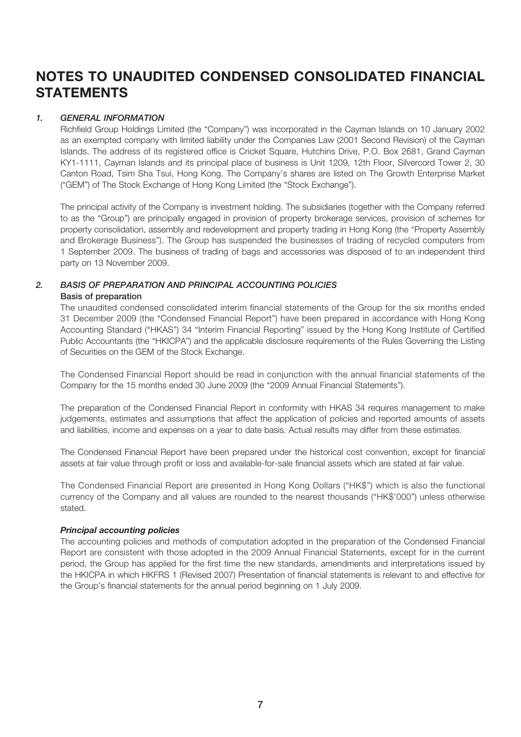# NOTES TO UNAUDITED CONDENSED CONSOLIDATED FINANCIAL STATEMENTS

## *1. GENERAL INFORMATION*

Richfield Group Holdings Limited (the "Company") was incorporated in the Cayman Islands on 10 January 2002 as an exempted company with limited liability under the Companies Law (2001 Second Revision) of the Cayman Islands. The address of its registered office is Cricket Square, Hutchins Drive, P.O. Box 2681, Grand Cayman KY1-1111, Cayman Islands and its principal place of business is Unit 1209, 12th Floor, Silvercord Tower 2, 30 Canton Road, Tsim Sha Tsui, Hong Kong. The Company's shares are listed on The Growth Enterprise Market ("GEM") of The Stock Exchange of Hong Kong Limited (the "Stock Exchange").

The principal activity of the Company is investment holding. The subsidiaries (together with the Company referred to as the "Group") are principally engaged in provision of property brokerage services, provision of schemes for property consolidation, assembly and redevelopment and property trading in Hong Kong (the "Property Assembly and Brokerage Business"). The Group has suspended the businesses of trading of recycled computers from 1 September 2009. The business of trading of bags and accessories was disposed of to an independent third party on 13 November 2009.

## *2. BASIS OF PREPARATION AND PRINCIPAL ACCOUNTING POLICIES*

**Basis of preparation**

The unaudited condensed consolidated interim financial statements of the Group for the six months ended 31 December 2009 (the "Condensed Financial Report") have been prepared in accordance with Hong Kong Accounting Standard ("HKAS") 34 "Interim Financial Reporting" issued by the Hong Kong Institute of Certified Public Accountants (the "HKICPA") and the applicable disclosure requirements of the Rules Governing the Listing of Securities on the GEM of the Stock Exchange.

The Condensed Financial Report should be read in conjunction with the annual financial statements of the Company for the 15 months ended 30 June 2009 (the "2009 Annual Financial Statements").

The preparation of the Condensed Financial Report in conformity with HKAS 34 requires management to make judgements, estimates and assumptions that affect the application of policies and reported amounts of assets and liabilities, income and expenses on a year to date basis. Actual results may differ from these estimates.

The Condensed Financial Report have been prepared under the historical cost convention, except for financial assets at fair value through profit or loss and available-for-sale financial assets which are stated at fair value.

The Condensed Financial Report are presented in Hong Kong Dollars ("HK$") which is also the functional currency of the Company and all values are rounded to the nearest thousands ("HK$'000") unless otherwise stated.

***Principal accounting policies***

The accounting policies and methods of computation adopted in the preparation of the Condensed Financial Report are consistent with those adopted in the 2009 Annual Financial Statements, except for in the current period, the Group has applied for the first time the new standards, amendments and interpretations issued by the HKICPA in which HKFRS 1 (Revised 2007) Presentation of financial statements is relevant to and effective for the Group's financial statements for the annual period beginning on 1 July 2009.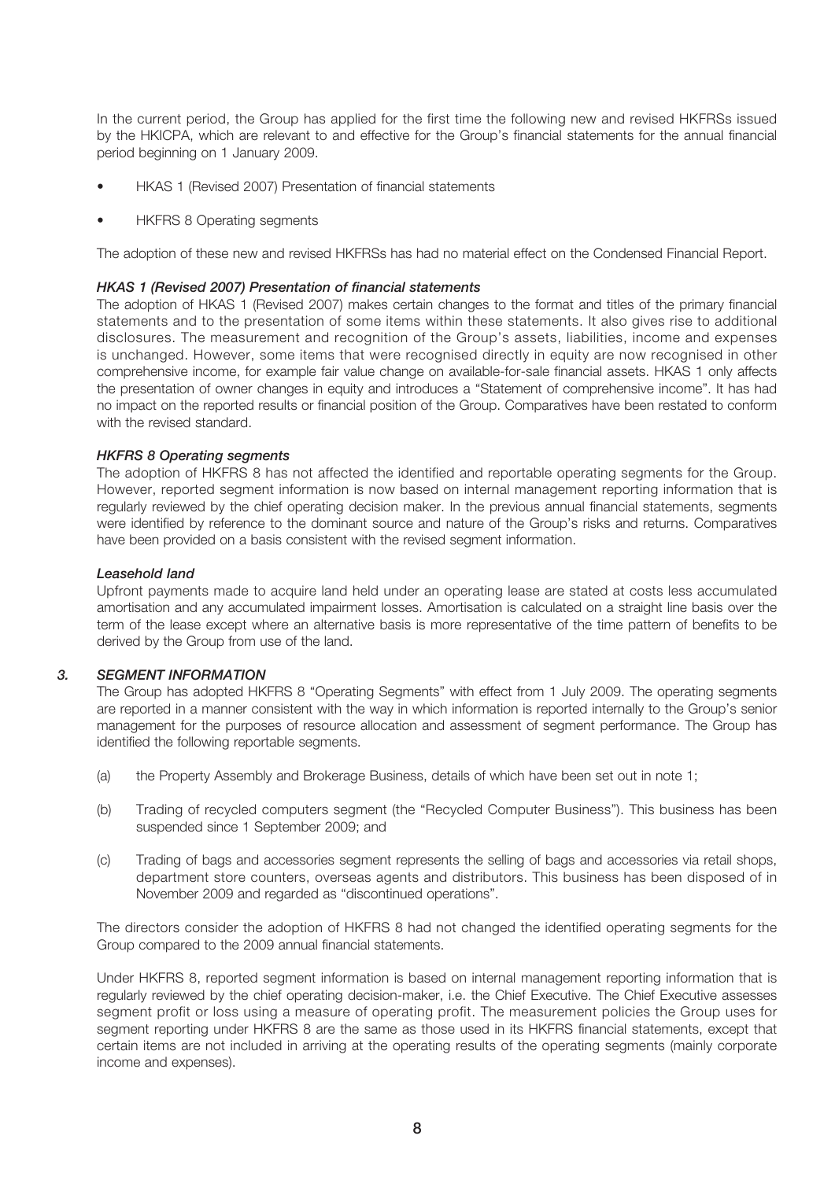In the current period, the Group has applied for the first time the following new and revised HKFRSs issued by the HKICPA, which are relevant to and effective for the Group's financial statements for the annual financial period beginning on 1 January 2009.

- HKAS 1 (Revised 2007) Presentation of financial statements
- HKFRS 8 Operating segments

The adoption of these new and revised HKFRSs has had no material effect on the Condensed Financial Report.

***HKAS 1 (Revised 2007) Presentation of financial statements***

The adoption of HKAS 1 (Revised 2007) makes certain changes to the format and titles of the primary financial statements and to the presentation of some items within these statements. It also gives rise to additional disclosures. The measurement and recognition of the Group's assets, liabilities, income and expenses is unchanged. However, some items that were recognised directly in equity are now recognised in other comprehensive income, for example fair value change on available-for-sale financial assets. HKAS 1 only affects the presentation of owner changes in equity and introduces a "Statement of comprehensive income". It has had no impact on the reported results or financial position of the Group. Comparatives have been restated to conform with the revised standard.

***HKFRS 8 Operating segments***

The adoption of HKFRS 8 has not affected the identified and reportable operating segments for the Group. However, reported segment information is now based on internal management reporting information that is regularly reviewed by the chief operating decision maker. In the previous annual financial statements, segments were identified by reference to the dominant source and nature of the Group's risks and returns. Comparatives have been provided on a basis consistent with the revised segment information.

***Leasehold land***

Upfront payments made to acquire land held under an operating lease are stated at costs less accumulated amortisation and any accumulated impairment losses. Amortisation is calculated on a straight line basis over the term of the lease except where an alternative basis is more representative of the time pattern of benefits to be derived by the Group from use of the land.

## *3. SEGMENT INFORMATION*

The Group has adopted HKFRS 8 "Operating Segments" with effect from 1 July 2009. The operating segments are reported in a manner consistent with the way in which information is reported internally to the Group's senior management for the purposes of resource allocation and assessment of segment performance. The Group has identified the following reportable segments.

(a) the Property Assembly and Brokerage Business, details of which have been set out in note 1;

(b) Trading of recycled computers segment (the "Recycled Computer Business"). This business has been suspended since 1 September 2009; and

(c) Trading of bags and accessories segment represents the selling of bags and accessories via retail shops, department store counters, overseas agents and distributors. This business has been disposed of in November 2009 and regarded as "discontinued operations".

The directors consider the adoption of HKFRS 8 had not changed the identified operating segments for the Group compared to the 2009 annual financial statements.

Under HKFRS 8, reported segment information is based on internal management reporting information that is regularly reviewed by the chief operating decision-maker, i.e. the Chief Executive. The Chief Executive assesses segment profit or loss using a measure of operating profit. The measurement policies the Group uses for segment reporting under HKFRS 8 are the same as those used in its HKFRS financial statements, except that certain items are not included in arriving at the operating results of the operating segments (mainly corporate income and expenses).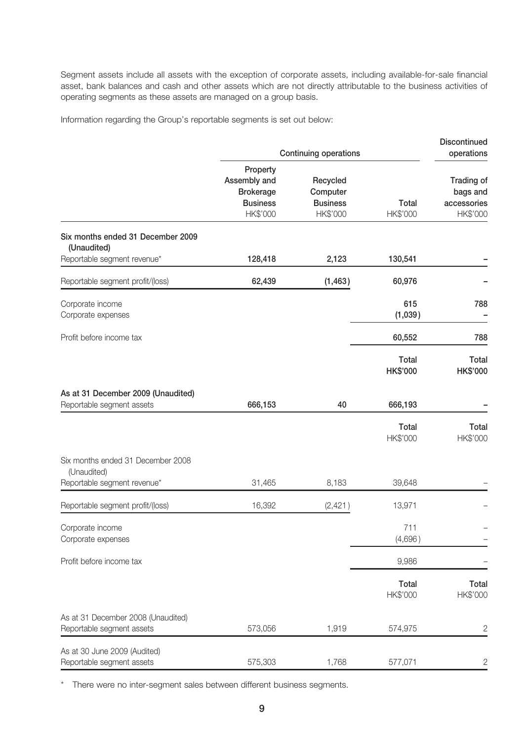Segment assets include all assets with the exception of corporate assets, including available-for-sale financial asset, bank balances and cash and other assets which are not directly attributable to the business activities of operating segments as these assets are managed on a group basis.

Information regarding the Group's reportable segments is set out below:

| | Continuing operations | | | Discontinued operations |
|---|---|---|---|---|
| | **Property Assembly and Brokerage Business** HK$'000 | **Recycled Computer Business** HK$'000 | **Total** HK$'000 | **Trading of bags and accessories** HK$'000 |
| **Six months ended 31 December 2009 (Unaudited)** | | | | |
| Reportable segment revenue* | **128,418** | **2,123** | **130,541** | **–** |
| Reportable segment profit/(loss) | **62,439** | **(1,463)** | **60,976** | **–** |
| Corporate income | | | **615** | **788** |
| Corporate expenses | | | **(1,039)** | **–** |
| Profit before income tax | | | **60,552** | **788** |
| | | | **Total HK$'000** | **Total HK$'000** |
| **As at 31 December 2009 (Unaudited)** | | | | |
| Reportable segment assets | **666,153** | **40** | **666,193** | **–** |
| | | | Total HK$'000 | Total HK$'000 |
| Six months ended 31 December 2008 (Unaudited) | | | | |
| Reportable segment revenue* | 31,465 | 8,183 | 39,648 | – |
| Reportable segment profit/(loss) | 16,392 | (2,421) | 13,971 | – |
| Corporate income | | | 711 | – |
| Corporate expenses | | | (4,696) | – |
| Profit before income tax | | | 9,986 | – |
| | | | Total HK$'000 | Total HK$'000 |
| As at 31 December 2008 (Unaudited) | | | | |
| Reportable segment assets | 573,056 | 1,919 | 574,975 | 2 |
| As at 30 June 2009 (Audited) | | | | |
| Reportable segment assets | 575,303 | 1,768 | 577,071 | 2 |

\* There were no inter-segment sales between different business segments.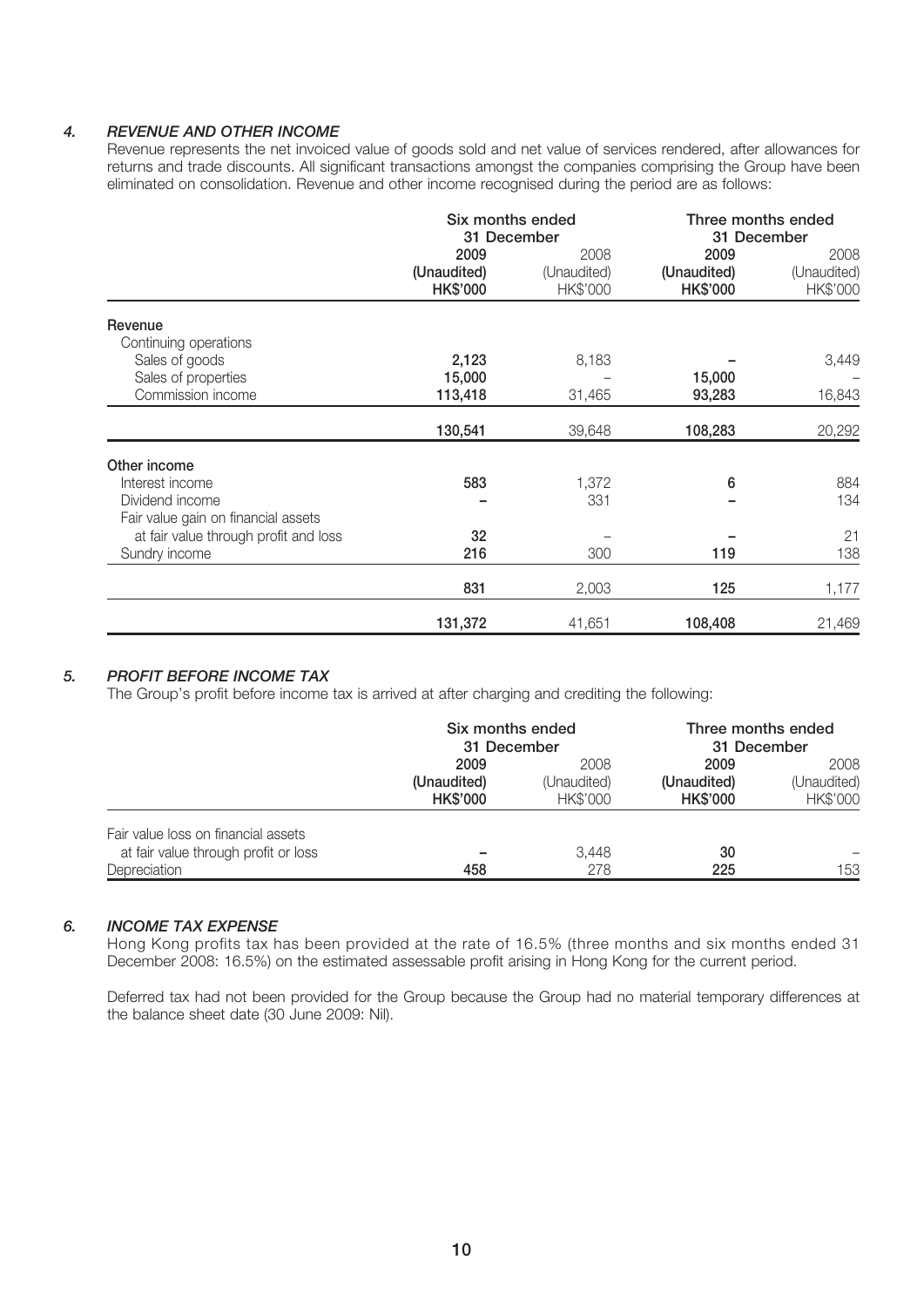### *4. REVENUE AND OTHER INCOME*

Revenue represents the net invoiced value of goods sold and net value of services rendered, after allowances for returns and trade discounts. All significant transactions amongst the companies comprising the Group have been eliminated on consolidation. Revenue and other income recognised during the period are as follows:

| | Six months ended 31 December | | Three months ended 31 December | |
|---|---|---|---|---|
| | **2009 (Unaudited) HK$'000** | 2008 (Unaudited) HK$'000 | **2009 (Unaudited) HK$'000** | 2008 (Unaudited) HK$'000 |
| **Revenue** | | | | |
| Continuing operations | | | | |
| Sales of goods | **2,123** | 8,183 | **–** | 3,449 |
| Sales of properties | **15,000** | – | **15,000** | – |
| Commission income | **113,418** | 31,465 | **93,283** | 16,843 |
| | **130,541** | 39,648 | **108,283** | 20,292 |
| **Other income** | | | | |
| Interest income | **583** | 1,372 | **6** | 884 |
| Dividend income | **–** | 331 | **–** | 134 |
| Fair value gain on financial assets at fair value through profit and loss | **32** | – | **–** | 21 |
| Sundry income | **216** | 300 | **119** | 138 |
| | **831** | 2,003 | **125** | 1,177 |
| | **131,372** | 41,651 | **108,408** | 21,469 |

### *5. PROFIT BEFORE INCOME TAX*

The Group's profit before income tax is arrived at after charging and crediting the following:

| | Six months ended 31 December | | Three months ended 31 December | |
|---|---|---|---|---|
| | **2009 (Unaudited) HK$'000** | 2008 (Unaudited) HK$'000 | **2009 (Unaudited) HK$'000** | 2008 (Unaudited) HK$'000 |
| Fair value loss on financial assets at fair value through profit or loss | **–** | 3,448 | **30** | – |
| Depreciation | **458** | 278 | **225** | 153 |

### *6. INCOME TAX EXPENSE*

Hong Kong profits tax has been provided at the rate of 16.5% (three months and six months ended 31 December 2008: 16.5%) on the estimated assessable profit arising in Hong Kong for the current period.

Deferred tax had not been provided for the Group because the Group had no material temporary differences at the balance sheet date (30 June 2009: Nil).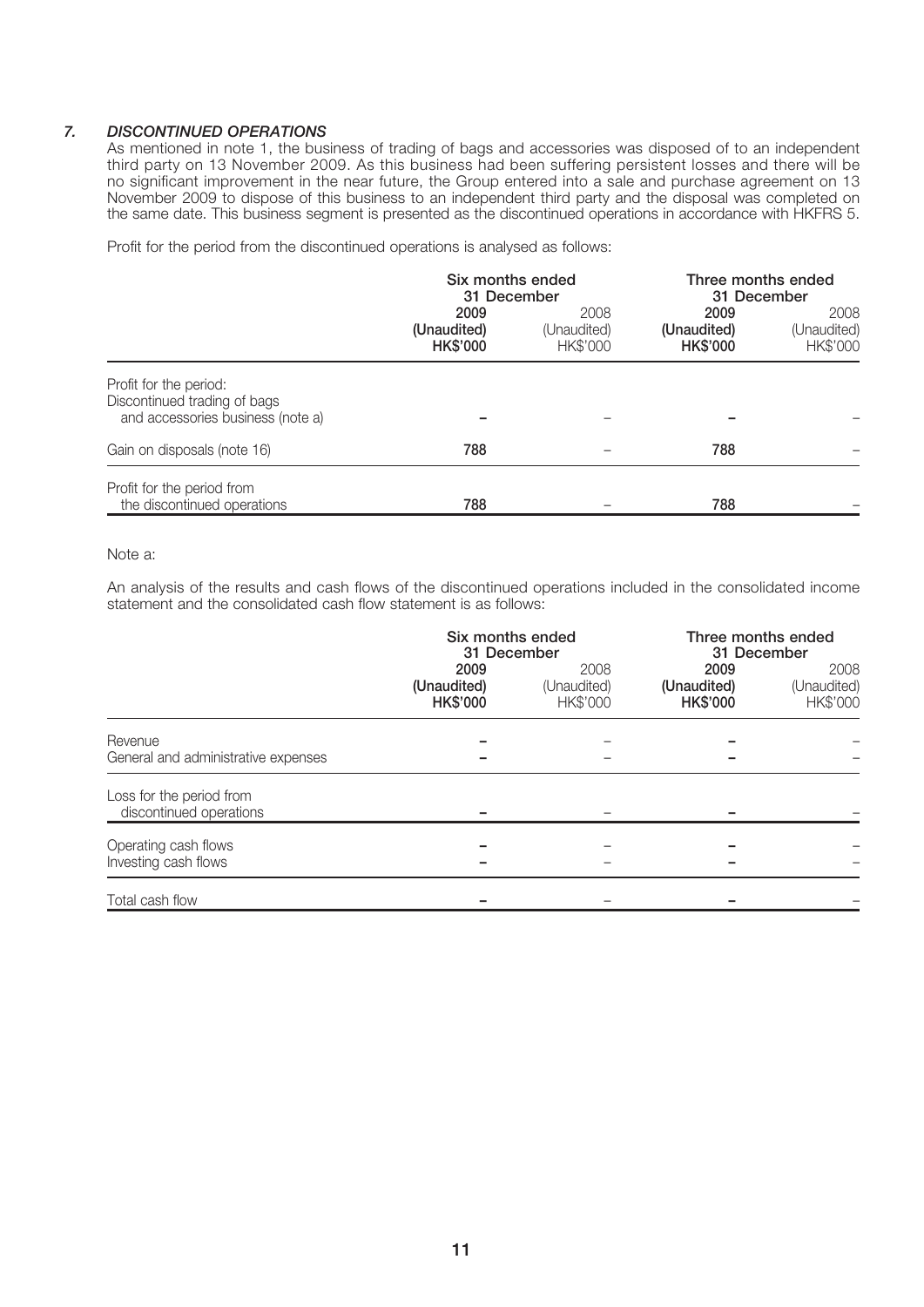### *7. DISCONTINUED OPERATIONS*

As mentioned in note 1, the business of trading of bags and accessories was disposed of to an independent third party on 13 November 2009. As this business had been suffering persistent losses and there will be no significant improvement in the near future, the Group entered into a sale and purchase agreement on 13 November 2009 to dispose of this business to an independent third party and the disposal was completed on the same date. This business segment is presented as the discontinued operations in accordance with HKFRS 5.

Profit for the period from the discontinued operations is analysed as follows:

| | Six months ended 31 December | | Three months ended 31 December | |
|---|---|---|---|---|
| | **2009** | 2008 | **2009** | 2008 |
| | **(Unaudited)** | (Unaudited) | **(Unaudited)** | (Unaudited) |
| | **HK$'000** | HK$'000 | **HK$'000** | HK$'000 |
| Profit for the period: Discontinued trading of bags and accessories business (note a) | **–** | – | **–** | – |
| Gain on disposals (note 16) | **788** | – | **788** | – |
| Profit for the period from the discontinued operations | **788** | – | **788** | – |

Note a:

An analysis of the results and cash flows of the discontinued operations included in the consolidated income statement and the consolidated cash flow statement is as follows:

| | Six months ended 31 December | | Three months ended 31 December | |
|---|---|---|---|---|
| | **2009** | 2008 | **2009** | 2008 |
| | **(Unaudited)** | (Unaudited) | **(Unaudited)** | (Unaudited) |
| | **HK$'000** | HK$'000 | **HK$'000** | HK$'000 |
| Revenue | **–** | – | **–** | – |
| General and administrative expenses | **–** | – | **–** | – |
| Loss for the period from discontinued operations | **–** | – | **–** | – |
| Operating cash flows | **–** | – | **–** | – |
| Investing cash flows | **–** | – | **–** | – |
| Total cash flow | **–** | – | **–** | – |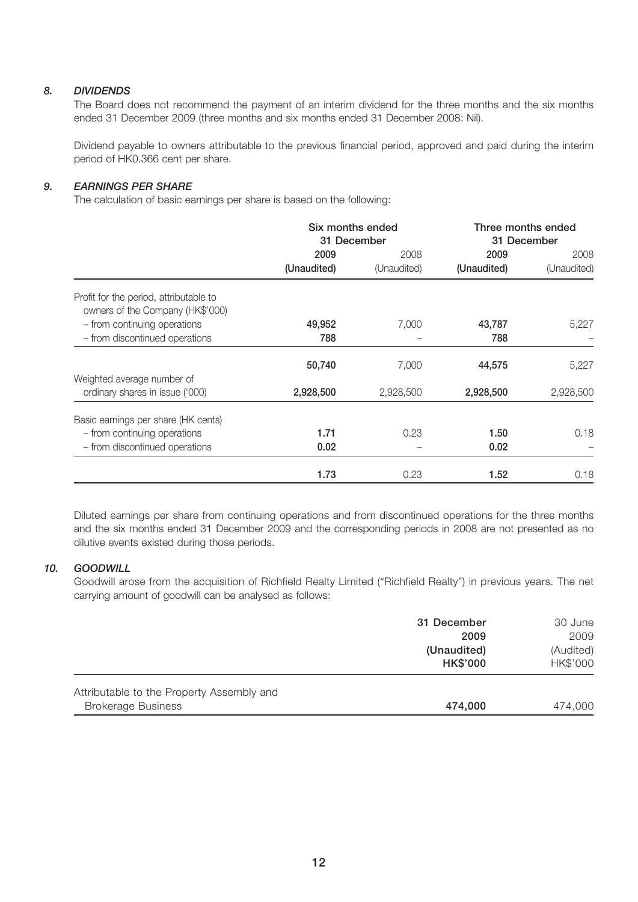### *8. DIVIDENDS*

The Board does not recommend the payment of an interim dividend for the three months and the six months ended 31 December 2009 (three months and six months ended 31 December 2008: Nil).

Dividend payable to owners attributable to the previous financial period, approved and paid during the interim period of HK0.366 cent per share.

### *9. EARNINGS PER SHARE*

The calculation of basic earnings per share is based on the following:

| | **Six months ended 31 December** | | **Three months ended 31 December** | |
|---|---|---|---|---|
| | **2009** | 2008 | **2009** | 2008 |
| | **(Unaudited)** | (Unaudited) | **(Unaudited)** | (Unaudited) |
| Profit for the period, attributable to owners of the Company (HK$'000) | | | | |
| – from continuing operations | **49,952** | 7,000 | **43,787** | 5,227 |
| – from discontinued operations | **788** | – | **788** | – |
| | **50,740** | 7,000 | **44,575** | 5,227 |
| Weighted average number of ordinary shares in issue ('000) | **2,928,500** | 2,928,500 | **2,928,500** | 2,928,500 |
| Basic earnings per share (HK cents) | | | | |
| – from continuing operations | **1.71** | 0.23 | **1.50** | 0.18 |
| – from discontinued operations | **0.02** | – | **0.02** | – |
| | **1.73** | 0.23 | **1.52** | 0.18 |

Diluted earnings per share from continuing operations and from discontinued operations for the three months and the six months ended 31 December 2009 and the corresponding periods in 2008 are not presented as no dilutive events existed during those periods.

### *10. GOODWILL*

Goodwill arose from the acquisition of Richfield Realty Limited ("Richfield Realty") in previous years. The net carrying amount of goodwill can be analysed as follows:

| | **31 December 2009** | 30 June 2009 |
|---|---|---|
| | **(Unaudited)** | (Audited) |
| | **HK$'000** | HK$'000 |
| Attributable to the Property Assembly and Brokerage Business | **474,000** | 474,000 |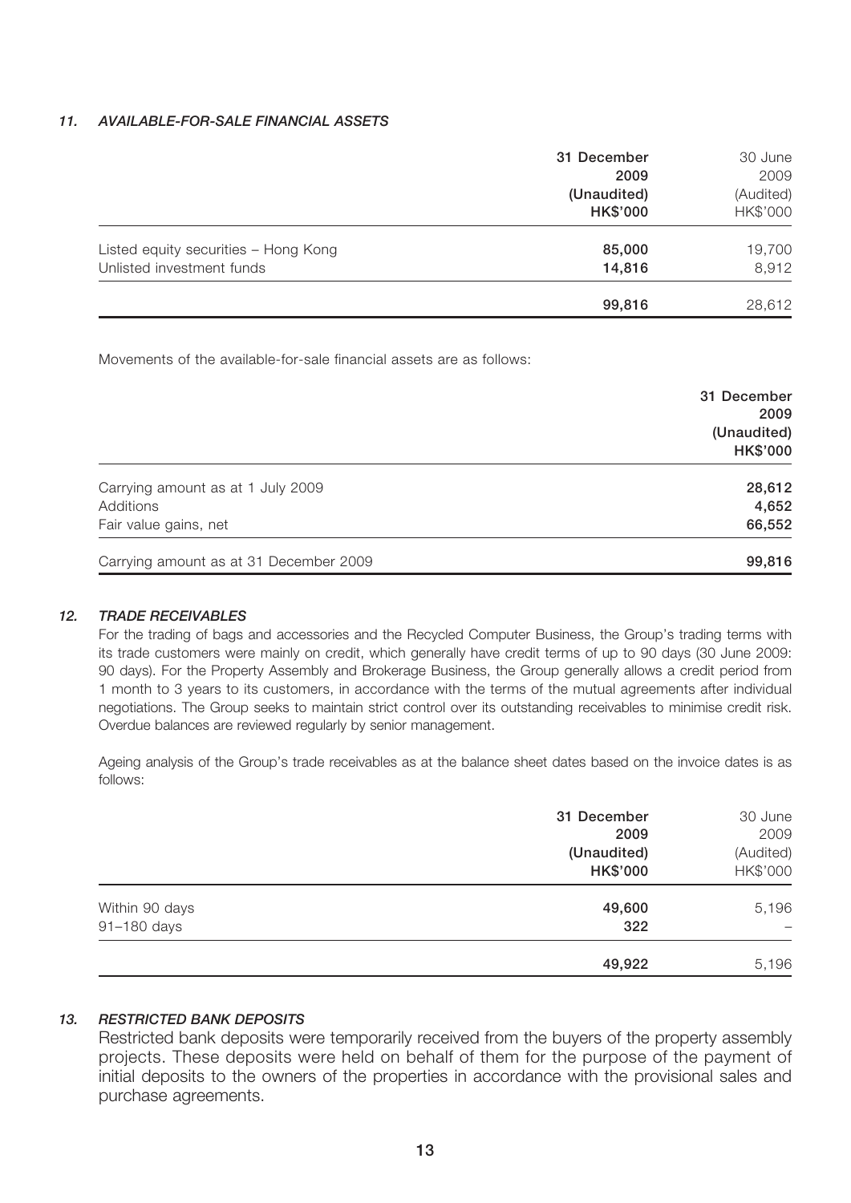### *11. AVAILABLE-FOR-SALE FINANCIAL ASSETS*

| | **31 December 2009 (Unaudited) HK$'000** | 30 June 2009 (Audited) HK$'000 |
|---|---|---|
| Listed equity securities – Hong Kong | **85,000** | 19,700 |
| Unlisted investment funds | **14,816** | 8,912 |
| | **99,816** | 28,612 |

Movements of the available-for-sale financial assets are as follows:

| | **31 December 2009 (Unaudited) HK$'000** |
|---|---|
| Carrying amount as at 1 July 2009 | **28,612** |
| Additions | **4,652** |
| Fair value gains, net | **66,552** |
| Carrying amount as at 31 December 2009 | **99,816** |

### *12. TRADE RECEIVABLES*

For the trading of bags and accessories and the Recycled Computer Business, the Group's trading terms with its trade customers were mainly on credit, which generally have credit terms of up to 90 days (30 June 2009: 90 days). For the Property Assembly and Brokerage Business, the Group generally allows a credit period from 1 month to 3 years to its customers, in accordance with the terms of the mutual agreements after individual negotiations. The Group seeks to maintain strict control over its outstanding receivables to minimise credit risk. Overdue balances are reviewed regularly by senior management.

Ageing analysis of the Group's trade receivables as at the balance sheet dates based on the invoice dates is as follows:

| | **31 December 2009 (Unaudited) HK$'000** | 30 June 2009 (Audited) HK$'000 |
|---|---|---|
| Within 90 days | **49,600** | 5,196 |
| 91–180 days | **322** | – |
| | **49,922** | 5,196 |

### *13. RESTRICTED BANK DEPOSITS*

Restricted bank deposits were temporarily received from the buyers of the property assembly projects. These deposits were held on behalf of them for the purpose of the payment of initial deposits to the owners of the properties in accordance with the provisional sales and purchase agreements.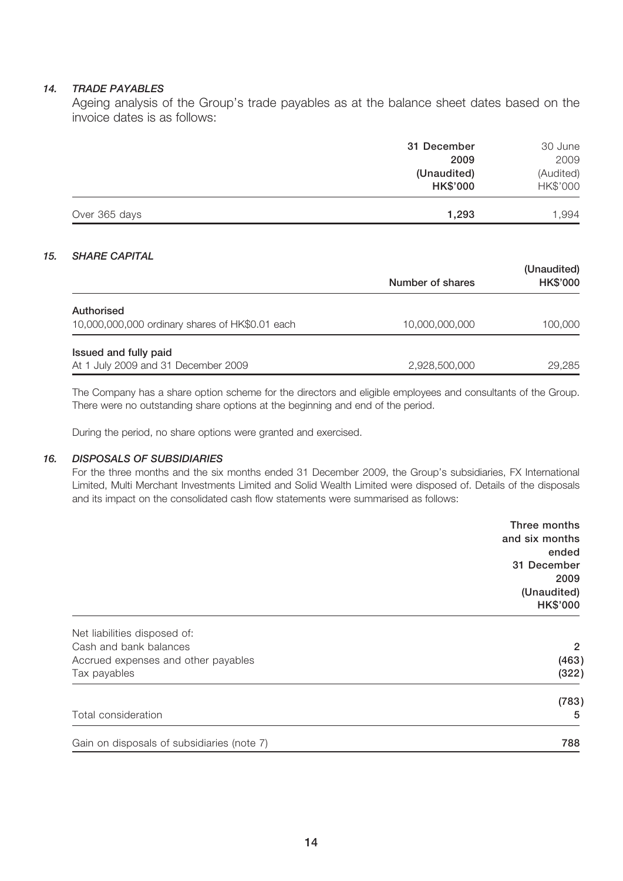### *14. TRADE PAYABLES*

Ageing analysis of the Group's trade payables as at the balance sheet dates based on the invoice dates is as follows:

| | **31 December 2009 (Unaudited) HK$'000** | 30 June 2009 (Audited) HK$'000 |
|---|---|---|
| Over 365 days | **1,293** | 1,994 |

### *15. SHARE CAPITAL*

| | **Number of shares** | **(Unaudited) HK$'000** |
|---|---|---|
| **Authorised** | | |
| 10,000,000,000 ordinary shares of HK$0.01 each | 10,000,000,000 | 100,000 |
| **Issued and fully paid** | | |
| At 1 July 2009 and 31 December 2009 | 2,928,500,000 | 29,285 |

The Company has a share option scheme for the directors and eligible employees and consultants of the Group. There were no outstanding share options at the beginning and end of the period.

During the period, no share options were granted and exercised.

### *16. DISPOSALS OF SUBSIDIARIES*

For the three months and the six months ended 31 December 2009, the Group's subsidiaries, FX International Limited, Multi Merchant Investments Limited and Solid Wealth Limited were disposed of. Details of the disposals and its impact on the consolidated cash flow statements were summarised as follows:

| | **Three months and six months ended 31 December 2009 (Unaudited) HK$'000** |
|---|---|
| Net liabilities disposed of: | |
| Cash and bank balances | **2** |
| Accrued expenses and other payables | **(463)** |
| Tax payables | **(322)** |
| | **(783)** |
| Total consideration | **5** |
| Gain on disposals of subsidiaries (note 7) | **788** |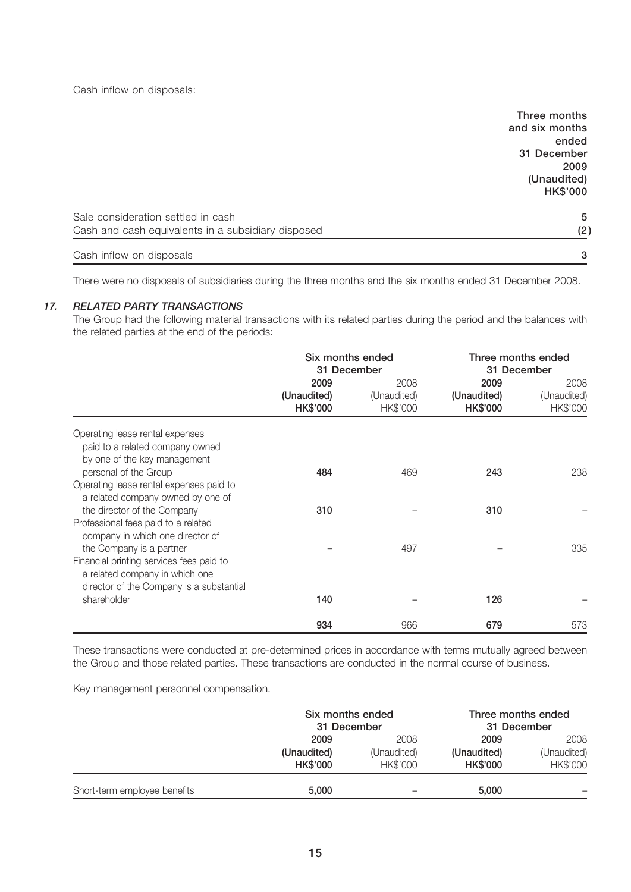Cash inflow on disposals:

| | Three months and six months ended 31 December 2009 (Unaudited) HK$'000 |
|---|---|
| Sale consideration settled in cash | **5** |
| Cash and cash equivalents in a subsidiary disposed | **(2)** |
| Cash inflow on disposals | **3** |

There were no disposals of subsidiaries during the three months and the six months ended 31 December 2008.

### *17. RELATED PARTY TRANSACTIONS*

The Group had the following material transactions with its related parties during the period and the balances with the related parties at the end of the periods:

| | Six months ended 31 December | | Three months ended 31 December | |
|---|---|---|---|---|
| | **2009 (Unaudited) HK$'000** | 2008 (Unaudited) HK$'000 | **2009 (Unaudited) HK$'000** | 2008 (Unaudited) HK$'000 |
| Operating lease rental expenses paid to a related company owned by one of the key management personal of the Group | **484** | 469 | **243** | 238 |
| Operating lease rental expenses paid to a related company owned by one of the director of the Company | **310** | – | **310** | – |
| Professional fees paid to a related company in which one director of the Company is a partner | **–** | 497 | **–** | 335 |
| Financial printing services fees paid to a related company in which one director of the Company is a substantial shareholder | **140** | – | **126** | – |
| | **934** | 966 | **679** | 573 |

These transactions were conducted at pre-determined prices in accordance with terms mutually agreed between the Group and those related parties. These transactions are conducted in the normal course of business.

Key management personnel compensation.

| | Six months ended 31 December | | Three months ended 31 December | |
|---|---|---|---|---|
| | **2009 (Unaudited) HK$'000** | 2008 (Unaudited) HK$'000 | **2009 (Unaudited) HK$'000** | 2008 (Unaudited) HK$'000 |
| Short-term employee benefits | **5,000** | – | **5,000** | – |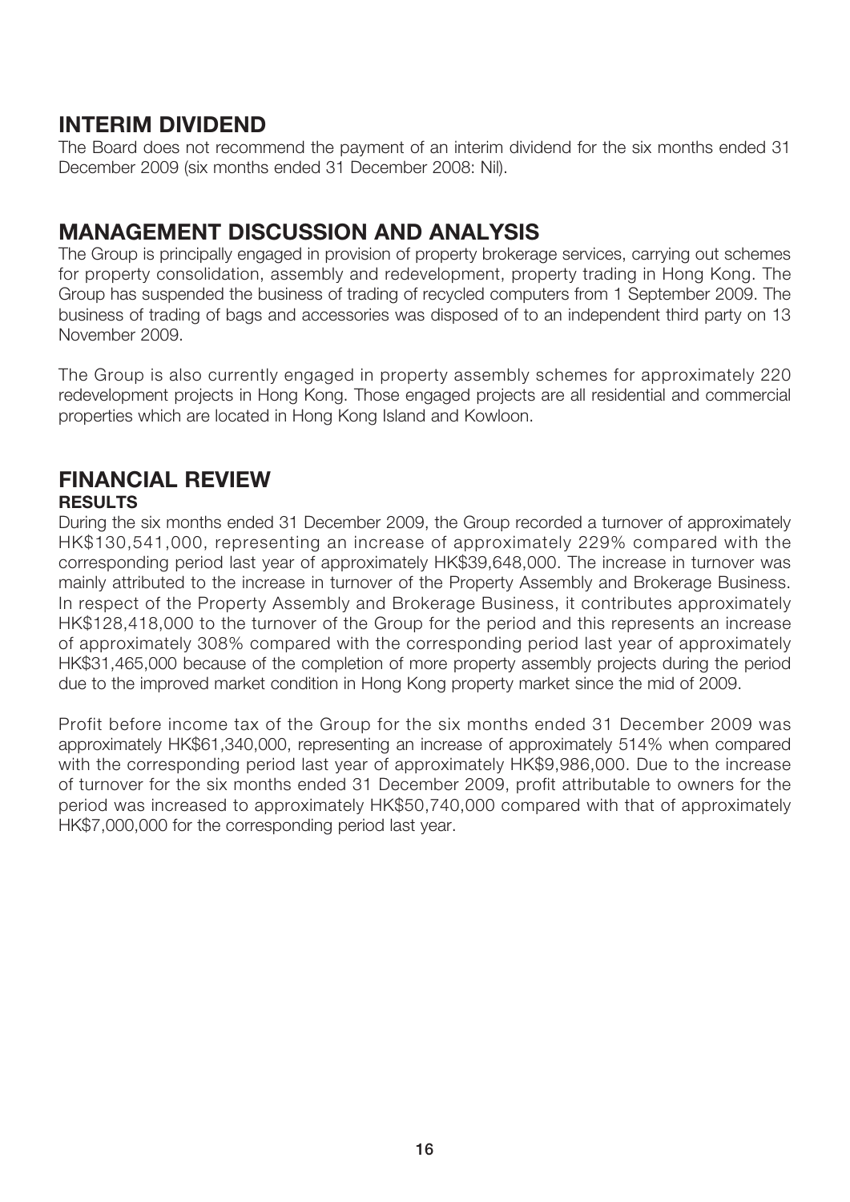## INTERIM DIVIDEND

The Board does not recommend the payment of an interim dividend for the six months ended 31 December 2009 (six months ended 31 December 2008: Nil).

## MANAGEMENT DISCUSSION AND ANALYSIS

The Group is principally engaged in provision of property brokerage services, carrying out schemes for property consolidation, assembly and redevelopment, property trading in Hong Kong. The Group has suspended the business of trading of recycled computers from 1 September 2009. The business of trading of bags and accessories was disposed of to an independent third party on 13 November 2009.

The Group is also currently engaged in property assembly schemes for approximately 220 redevelopment projects in Hong Kong. Those engaged projects are all residential and commercial properties which are located in Hong Kong Island and Kowloon.

## FINANCIAL REVIEW

### RESULTS

During the six months ended 31 December 2009, the Group recorded a turnover of approximately HK$130,541,000, representing an increase of approximately 229% compared with the corresponding period last year of approximately HK$39,648,000. The increase in turnover was mainly attributed to the increase in turnover of the Property Assembly and Brokerage Business. In respect of the Property Assembly and Brokerage Business, it contributes approximately HK$128,418,000 to the turnover of the Group for the period and this represents an increase of approximately 308% compared with the corresponding period last year of approximately HK$31,465,000 because of the completion of more property assembly projects during the period due to the improved market condition in Hong Kong property market since the mid of 2009.

Profit before income tax of the Group for the six months ended 31 December 2009 was approximately HK$61,340,000, representing an increase of approximately 514% when compared with the corresponding period last year of approximately HK$9,986,000. Due to the increase of turnover for the six months ended 31 December 2009, profit attributable to owners for the period was increased to approximately HK$50,740,000 compared with that of approximately HK$7,000,000 for the corresponding period last year.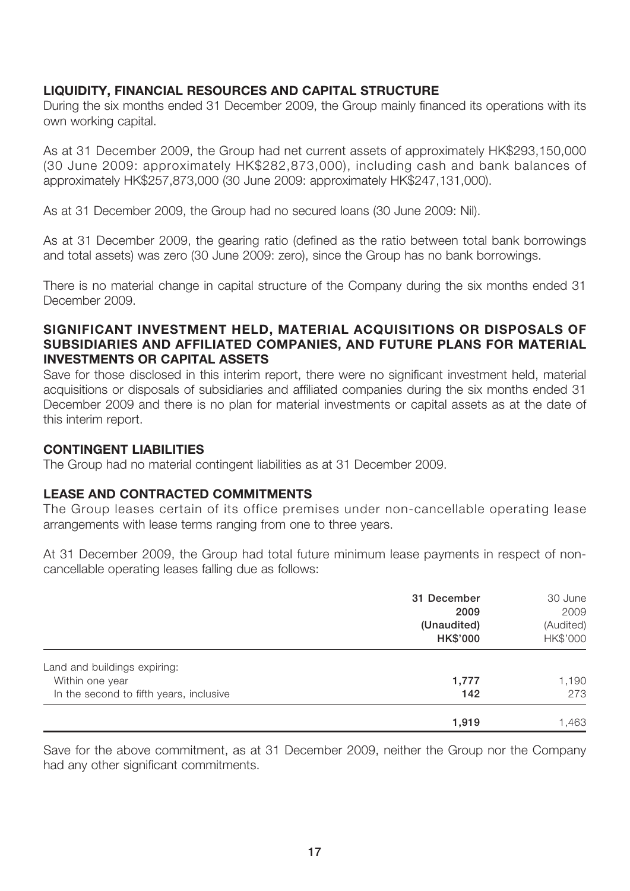## LIQUIDITY, FINANCIAL RESOURCES AND CAPITAL STRUCTURE

During the six months ended 31 December 2009, the Group mainly financed its operations with its own working capital.

As at 31 December 2009, the Group had net current assets of approximately HK$293,150,000 (30 June 2009: approximately HK$282,873,000), including cash and bank balances of approximately HK$257,873,000 (30 June 2009: approximately HK$247,131,000).

As at 31 December 2009, the Group had no secured loans (30 June 2009: Nil).

As at 31 December 2009, the gearing ratio (defined as the ratio between total bank borrowings and total assets) was zero (30 June 2009: zero), since the Group has no bank borrowings.

There is no material change in capital structure of the Company during the six months ended 31 December 2009.

## SIGNIFICANT INVESTMENT HELD, MATERIAL ACQUISITIONS OR DISPOSALS OF SUBSIDIARIES AND AFFILIATED COMPANIES, AND FUTURE PLANS FOR MATERIAL INVESTMENTS OR CAPITAL ASSETS

Save for those disclosed in this interim report, there were no significant investment held, material acquisitions or disposals of subsidiaries and affiliated companies during the six months ended 31 December 2009 and there is no plan for material investments or capital assets as at the date of this interim report.

## CONTINGENT LIABILITIES

The Group had no material contingent liabilities as at 31 December 2009.

## LEASE AND CONTRACTED COMMITMENTS

The Group leases certain of its office premises under non-cancellable operating lease arrangements with lease terms ranging from one to three years.

At 31 December 2009, the Group had total future minimum lease payments in respect of non-cancellable operating leases falling due as follows:

| | **31 December 2009 (Unaudited) HK$'000** | 30 June 2009 (Audited) HK$'000 |
|---|---|---|
| Land and buildings expiring: | | |
| Within one year | **1,777** | 1,190 |
| In the second to fifth years, inclusive | **142** | 273 |
| | **1,919** | 1,463 |

Save for the above commitment, as at 31 December 2009, neither the Group nor the Company had any other significant commitments.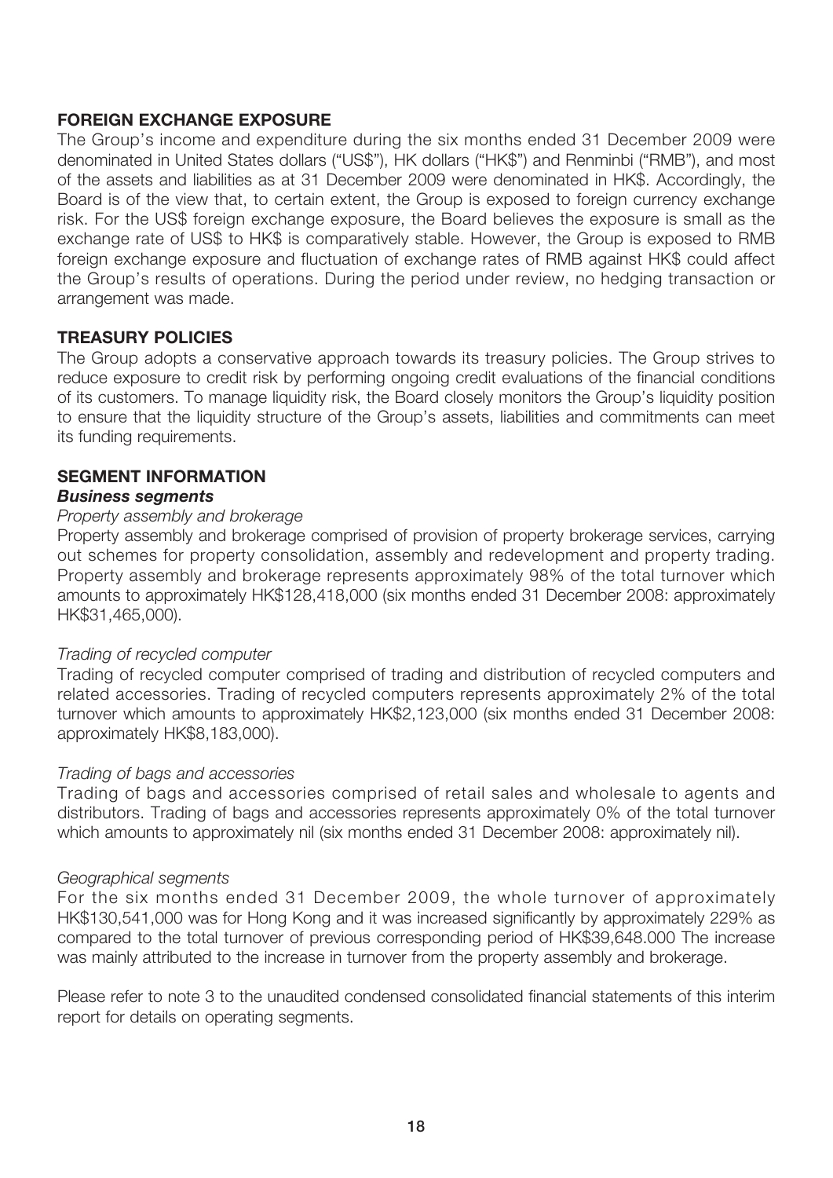## FOREIGN EXCHANGE EXPOSURE

The Group's income and expenditure during the six months ended 31 December 2009 were denominated in United States dollars ("US$"), HK dollars ("HK$") and Renminbi ("RMB"), and most of the assets and liabilities as at 31 December 2009 were denominated in HK$. Accordingly, the Board is of the view that, to certain extent, the Group is exposed to foreign currency exchange risk. For the US$ foreign exchange exposure, the Board believes the exposure is small as the exchange rate of US$ to HK$ is comparatively stable. However, the Group is exposed to RMB foreign exchange exposure and fluctuation of exchange rates of RMB against HK$ could affect the Group's results of operations. During the period under review, no hedging transaction or arrangement was made.

## TREASURY POLICIES

The Group adopts a conservative approach towards its treasury policies. The Group strives to reduce exposure to credit risk by performing ongoing credit evaluations of the financial conditions of its customers. To manage liquidity risk, the Board closely monitors the Group's liquidity position to ensure that the liquidity structure of the Group's assets, liabilities and commitments can meet its funding requirements.

## SEGMENT INFORMATION

### *Business segments*

*Property assembly and brokerage*

Property assembly and brokerage comprised of provision of property brokerage services, carrying out schemes for property consolidation, assembly and redevelopment and property trading. Property assembly and brokerage represents approximately 98% of the total turnover which amounts to approximately HK$128,418,000 (six months ended 31 December 2008: approximately HK$31,465,000).

*Trading of recycled computer*

Trading of recycled computer comprised of trading and distribution of recycled computers and related accessories. Trading of recycled computers represents approximately 2% of the total turnover which amounts to approximately HK$2,123,000 (six months ended 31 December 2008: approximately HK$8,183,000).

*Trading of bags and accessories*

Trading of bags and accessories comprised of retail sales and wholesale to agents and distributors. Trading of bags and accessories represents approximately 0% of the total turnover which amounts to approximately nil (six months ended 31 December 2008: approximately nil).

*Geographical segments*

For the six months ended 31 December 2009, the whole turnover of approximately HK$130,541,000 was for Hong Kong and it was increased significantly by approximately 229% as compared to the total turnover of previous corresponding period of HK$39,648.000 The increase was mainly attributed to the increase in turnover from the property assembly and brokerage.

Please refer to note 3 to the unaudited condensed consolidated financial statements of this interim report for details on operating segments.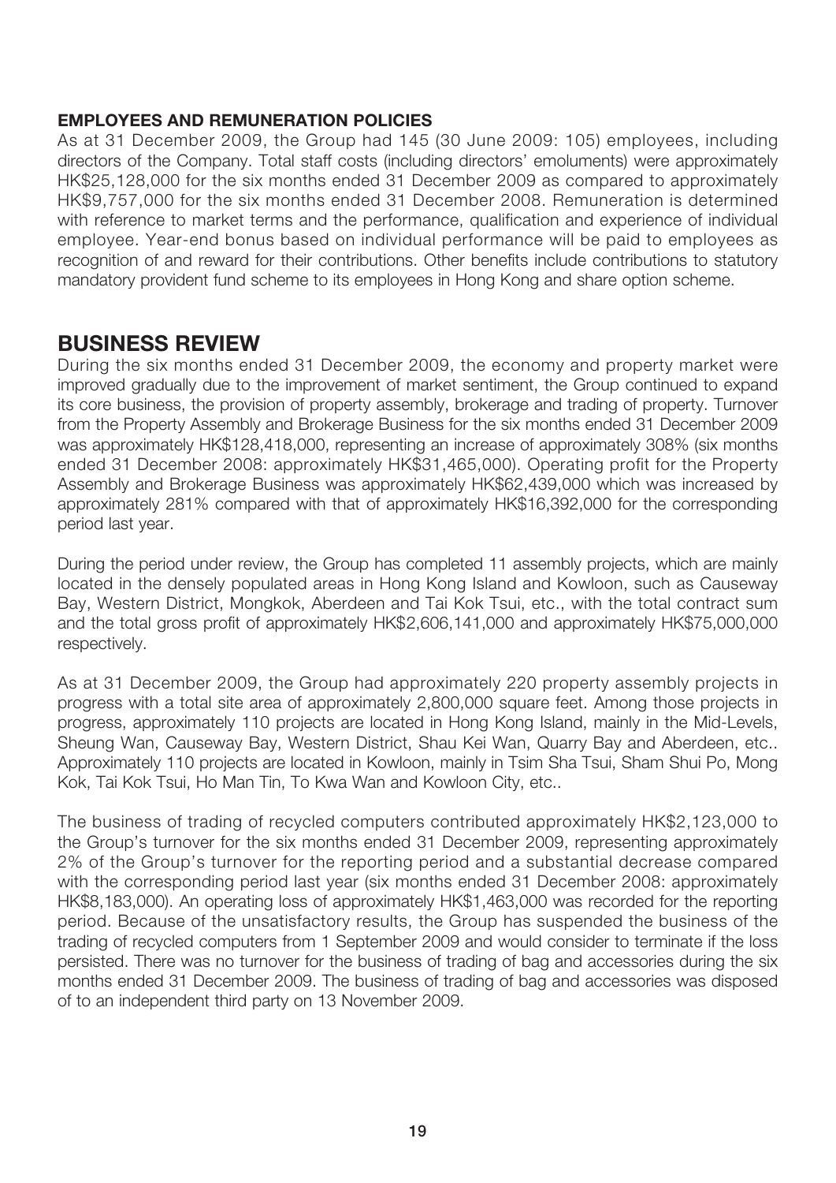### EMPLOYEES AND REMUNERATION POLICIES

As at 31 December 2009, the Group had 145 (30 June 2009: 105) employees, including directors of the Company. Total staff costs (including directors' emoluments) were approximately HK$25,128,000 for the six months ended 31 December 2009 as compared to approximately HK$9,757,000 for the six months ended 31 December 2008. Remuneration is determined with reference to market terms and the performance, qualification and experience of individual employee. Year-end bonus based on individual performance will be paid to employees as recognition of and reward for their contributions. Other benefits include contributions to statutory mandatory provident fund scheme to its employees in Hong Kong and share option scheme.

## BUSINESS REVIEW

During the six months ended 31 December 2009, the economy and property market were improved gradually due to the improvement of market sentiment, the Group continued to expand its core business, the provision of property assembly, brokerage and trading of property. Turnover from the Property Assembly and Brokerage Business for the six months ended 31 December 2009 was approximately HK$128,418,000, representing an increase of approximately 308% (six months ended 31 December 2008: approximately HK$31,465,000). Operating profit for the Property Assembly and Brokerage Business was approximately HK$62,439,000 which was increased by approximately 281% compared with that of approximately HK$16,392,000 for the corresponding period last year.

During the period under review, the Group has completed 11 assembly projects, which are mainly located in the densely populated areas in Hong Kong Island and Kowloon, such as Causeway Bay, Western District, Mongkok, Aberdeen and Tai Kok Tsui, etc., with the total contract sum and the total gross profit of approximately HK$2,606,141,000 and approximately HK$75,000,000 respectively.

As at 31 December 2009, the Group had approximately 220 property assembly projects in progress with a total site area of approximately 2,800,000 square feet. Among those projects in progress, approximately 110 projects are located in Hong Kong Island, mainly in the Mid-Levels, Sheung Wan, Causeway Bay, Western District, Shau Kei Wan, Quarry Bay and Aberdeen, etc.. Approximately 110 projects are located in Kowloon, mainly in Tsim Sha Tsui, Sham Shui Po, Mong Kok, Tai Kok Tsui, Ho Man Tin, To Kwa Wan and Kowloon City, etc..

The business of trading of recycled computers contributed approximately HK$2,123,000 to the Group's turnover for the six months ended 31 December 2009, representing approximately 2% of the Group's turnover for the reporting period and a substantial decrease compared with the corresponding period last year (six months ended 31 December 2008: approximately HK$8,183,000). An operating loss of approximately HK$1,463,000 was recorded for the reporting period. Because of the unsatisfactory results, the Group has suspended the business of the trading of recycled computers from 1 September 2009 and would consider to terminate if the loss persisted. There was no turnover for the business of trading of bag and accessories during the six months ended 31 December 2009. The business of trading of bag and accessories was disposed of to an independent third party on 13 November 2009.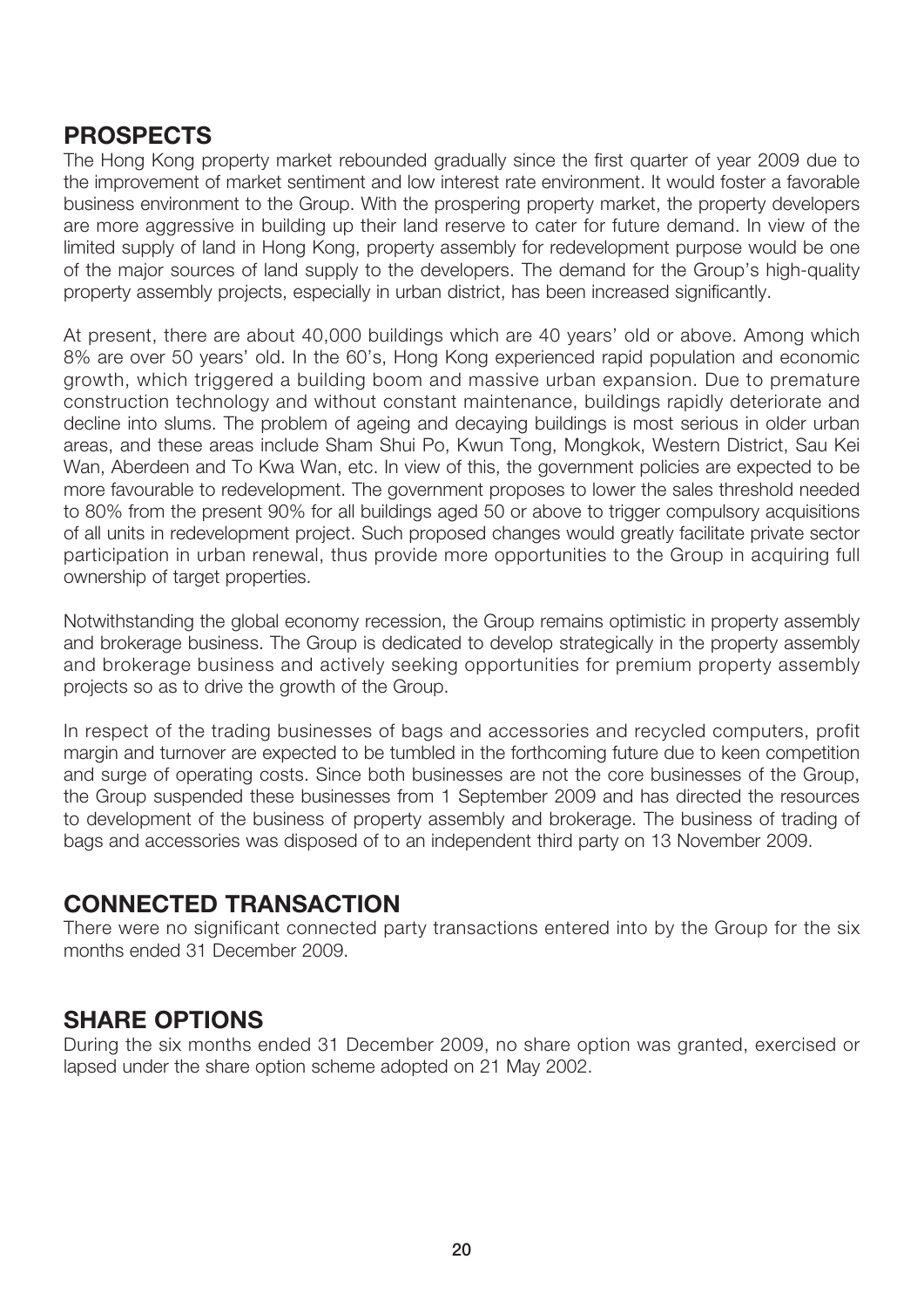## PROSPECTS

The Hong Kong property market rebounded gradually since the first quarter of year 2009 due to the improvement of market sentiment and low interest rate environment. It would foster a favorable business environment to the Group. With the prospering property market, the property developers are more aggressive in building up their land reserve to cater for future demand. In view of the limited supply of land in Hong Kong, property assembly for redevelopment purpose would be one of the major sources of land supply to the developers. The demand for the Group's high-quality property assembly projects, especially in urban district, has been increased significantly.

At present, there are about 40,000 buildings which are 40 years' old or above. Among which 8% are over 50 years' old. In the 60's, Hong Kong experienced rapid population and economic growth, which triggered a building boom and massive urban expansion. Due to premature construction technology and without constant maintenance, buildings rapidly deteriorate and decline into slums. The problem of ageing and decaying buildings is most serious in older urban areas, and these areas include Sham Shui Po, Kwun Tong, Mongkok, Western District, Sau Kei Wan, Aberdeen and To Kwa Wan, etc. In view of this, the government policies are expected to be more favourable to redevelopment. The government proposes to lower the sales threshold needed to 80% from the present 90% for all buildings aged 50 or above to trigger compulsory acquisitions of all units in redevelopment project. Such proposed changes would greatly facilitate private sector participation in urban renewal, thus provide more opportunities to the Group in acquiring full ownership of target properties.

Notwithstanding the global economy recession, the Group remains optimistic in property assembly and brokerage business. The Group is dedicated to develop strategically in the property assembly and brokerage business and actively seeking opportunities for premium property assembly projects so as to drive the growth of the Group.

In respect of the trading businesses of bags and accessories and recycled computers, profit margin and turnover are expected to be tumbled in the forthcoming future due to keen competition and surge of operating costs. Since both businesses are not the core businesses of the Group, the Group suspended these businesses from 1 September 2009 and has directed the resources to development of the business of property assembly and brokerage. The business of trading of bags and accessories was disposed of to an independent third party on 13 November 2009.

## CONNECTED TRANSACTION

There were no significant connected party transactions entered into by the Group for the six months ended 31 December 2009.

## SHARE OPTIONS

During the six months ended 31 December 2009, no share option was granted, exercised or lapsed under the share option scheme adopted on 21 May 2002.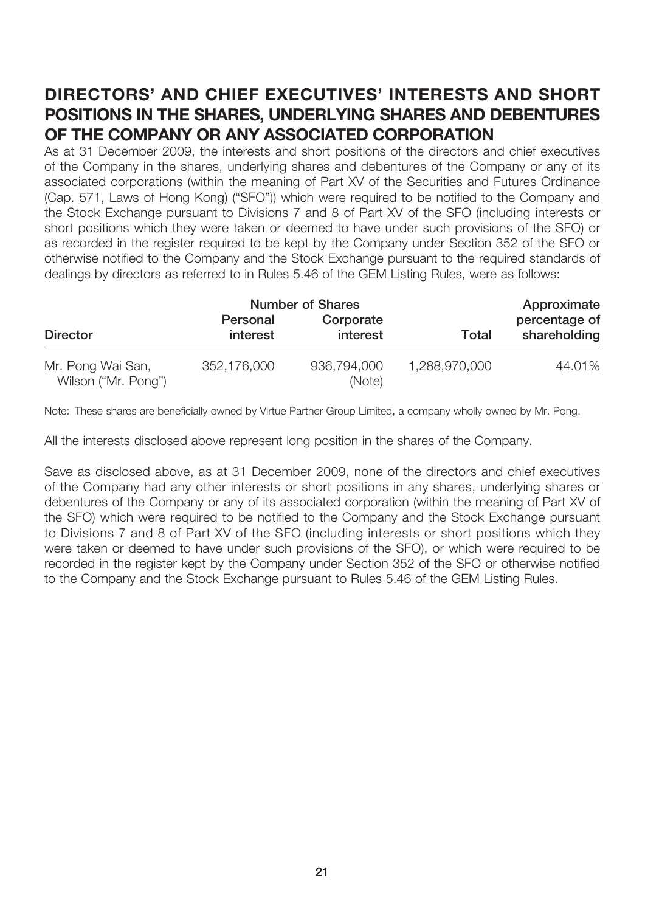## DIRECTORS' AND CHIEF EXECUTIVES' INTERESTS AND SHORT POSITIONS IN THE SHARES, UNDERLYING SHARES AND DEBENTURES OF THE COMPANY OR ANY ASSOCIATED CORPORATION

As at 31 December 2009, the interests and short positions of the directors and chief executives of the Company in the shares, underlying shares and debentures of the Company or any of its associated corporations (within the meaning of Part XV of the Securities and Futures Ordinance (Cap. 571, Laws of Hong Kong) ("SFO")) which were required to be notified to the Company and the Stock Exchange pursuant to Divisions 7 and 8 of Part XV of the SFO (including interests or short positions which they were taken or deemed to have under such provisions of the SFO) or as recorded in the register required to be kept by the Company under Section 352 of the SFO or otherwise notified to the Company and the Stock Exchange pursuant to the required standards of dealings by directors as referred to in Rules 5.46 of the GEM Listing Rules, were as follows:

| | Number of Shares | | | Approximate |
|---|---|---|---|---|
| **Director** | **Personal interest** | **Corporate interest** | **Total** | **percentage of shareholding** |
| Mr. Pong Wai San, Wilson ("Mr. Pong") | 352,176,000 | 936,794,000 (Note) | 1,288,970,000 | 44.01% |

Note: These shares are beneficially owned by Virtue Partner Group Limited, a company wholly owned by Mr. Pong.

All the interests disclosed above represent long position in the shares of the Company.

Save as disclosed above, as at 31 December 2009, none of the directors and chief executives of the Company had any other interests or short positions in any shares, underlying shares or debentures of the Company or any of its associated corporation (within the meaning of Part XV of the SFO) which were required to be notified to the Company and the Stock Exchange pursuant to Divisions 7 and 8 of Part XV of the SFO (including interests or short positions which they were taken or deemed to have under such provisions of the SFO), or which were required to be recorded in the register kept by the Company under Section 352 of the SFO or otherwise notified to the Company and the Stock Exchange pursuant to Rules 5.46 of the GEM Listing Rules.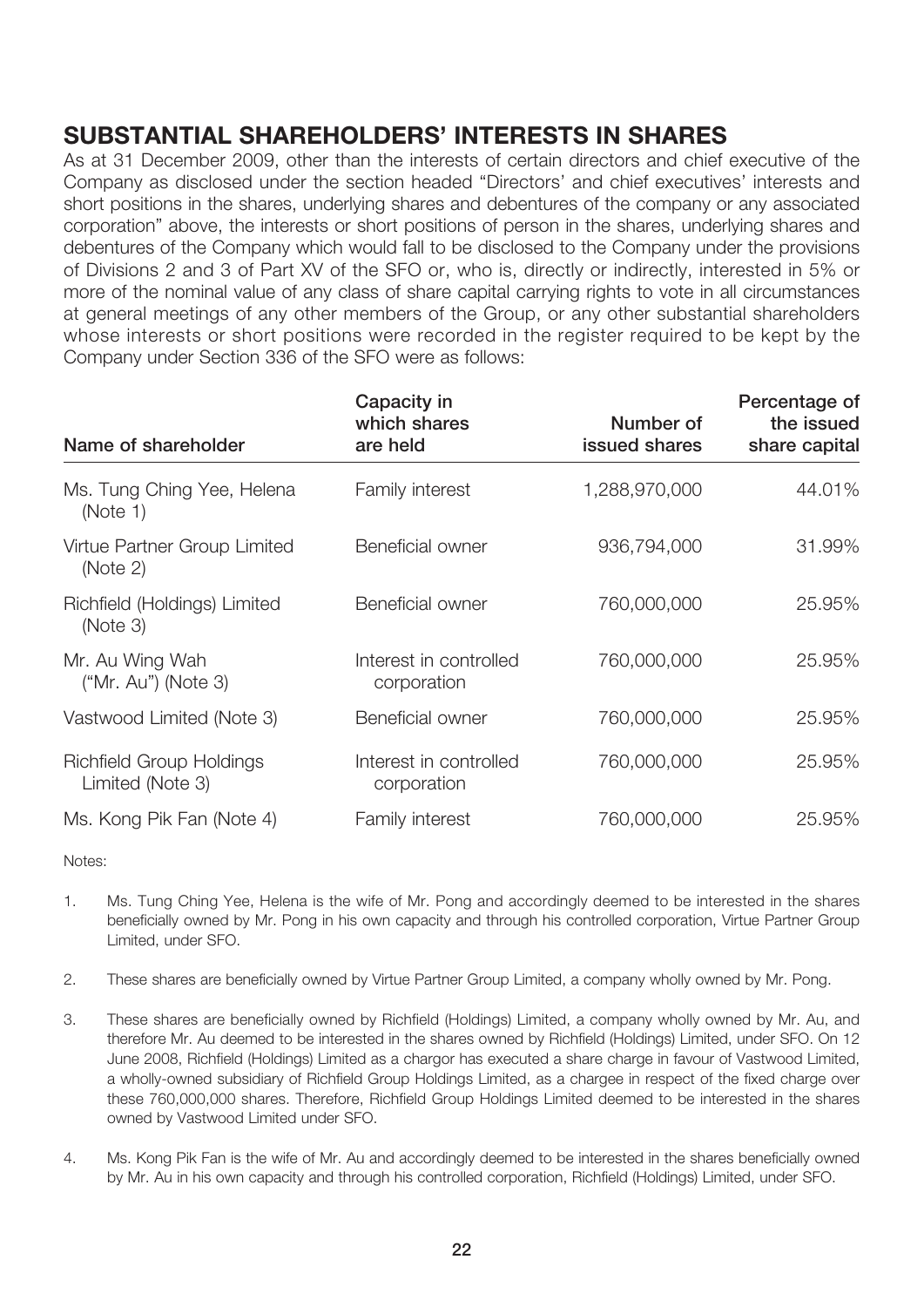## SUBSTANTIAL SHAREHOLDERS' INTERESTS IN SHARES

As at 31 December 2009, other than the interests of certain directors and chief executive of the Company as disclosed under the section headed "Directors' and chief executives' interests and short positions in the shares, underlying shares and debentures of the company or any associated corporation" above, the interests or short positions of person in the shares, underlying shares and debentures of the Company which would fall to be disclosed to the Company under the provisions of Divisions 2 and 3 of Part XV of the SFO or, who is, directly or indirectly, interested in 5% or more of the nominal value of any class of share capital carrying rights to vote in all circumstances at general meetings of any other members of the Group, or any other substantial shareholders whose interests or short positions were recorded in the register required to be kept by the Company under Section 336 of the SFO were as follows:

| Name of shareholder | Capacity in which shares are held | Number of issued shares | Percentage of the issued share capital |
|---|---|---|---|
| Ms. Tung Ching Yee, Helena (Note 1) | Family interest | 1,288,970,000 | 44.01% |
| Virtue Partner Group Limited (Note 2) | Beneficial owner | 936,794,000 | 31.99% |
| Richfield (Holdings) Limited (Note 3) | Beneficial owner | 760,000,000 | 25.95% |
| Mr. Au Wing Wah ("Mr. Au") (Note 3) | Interest in controlled corporation | 760,000,000 | 25.95% |
| Vastwood Limited (Note 3) | Beneficial owner | 760,000,000 | 25.95% |
| Richfield Group Holdings Limited (Note 3) | Interest in controlled corporation | 760,000,000 | 25.95% |
| Ms. Kong Pik Fan (Note 4) | Family interest | 760,000,000 | 25.95% |

Notes:

1. Ms. Tung Ching Yee, Helena is the wife of Mr. Pong and accordingly deemed to be interested in the shares beneficially owned by Mr. Pong in his own capacity and through his controlled corporation, Virtue Partner Group Limited, under SFO.

2. These shares are beneficially owned by Virtue Partner Group Limited, a company wholly owned by Mr. Pong.

3. These shares are beneficially owned by Richfield (Holdings) Limited, a company wholly owned by Mr. Au, and therefore Mr. Au deemed to be interested in the shares owned by Richfield (Holdings) Limited, under SFO. On 12 June 2008, Richfield (Holdings) Limited as a chargor has executed a share charge in favour of Vastwood Limited, a wholly-owned subsidiary of Richfield Group Holdings Limited, as a chargee in respect of the fixed charge over these 760,000,000 shares. Therefore, Richfield Group Holdings Limited deemed to be interested in the shares owned by Vastwood Limited under SFO.

4. Ms. Kong Pik Fan is the wife of Mr. Au and accordingly deemed to be interested in the shares beneficially owned by Mr. Au in his own capacity and through his controlled corporation, Richfield (Holdings) Limited, under SFO.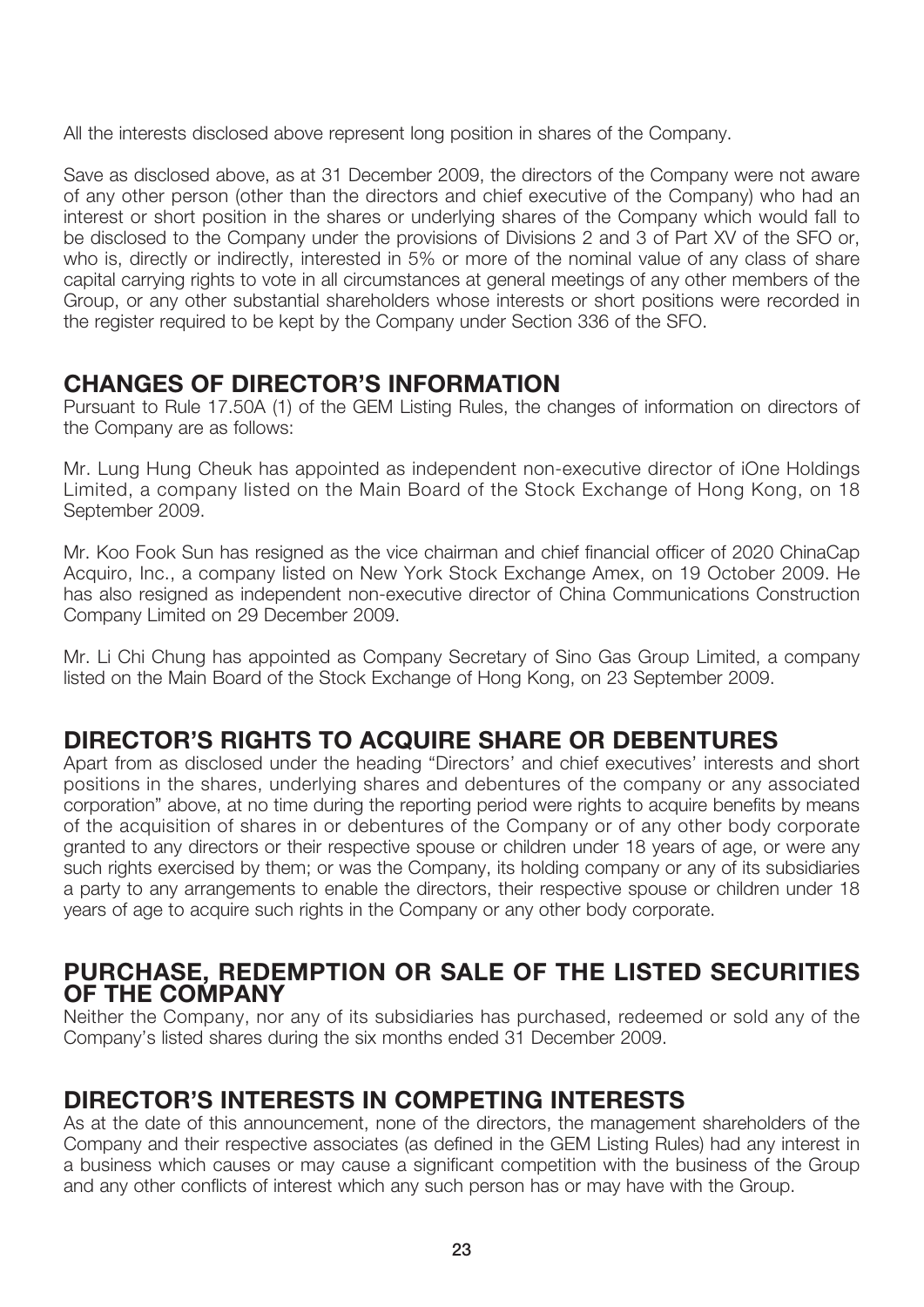All the interests disclosed above represent long position in shares of the Company.

Save as disclosed above, as at 31 December 2009, the directors of the Company were not aware of any other person (other than the directors and chief executive of the Company) who had an interest or short position in the shares or underlying shares of the Company which would fall to be disclosed to the Company under the provisions of Divisions 2 and 3 of Part XV of the SFO or, who is, directly or indirectly, interested in 5% or more of the nominal value of any class of share capital carrying rights to vote in all circumstances at general meetings of any other members of the Group, or any other substantial shareholders whose interests or short positions were recorded in the register required to be kept by the Company under Section 336 of the SFO.

## CHANGES OF DIRECTOR'S INFORMATION

Pursuant to Rule 17.50A (1) of the GEM Listing Rules, the changes of information on directors of the Company are as follows:

Mr. Lung Hung Cheuk has appointed as independent non-executive director of iOne Holdings Limited, a company listed on the Main Board of the Stock Exchange of Hong Kong, on 18 September 2009.

Mr. Koo Fook Sun has resigned as the vice chairman and chief financial officer of 2020 ChinaCap Acquiro, Inc., a company listed on New York Stock Exchange Amex, on 19 October 2009. He has also resigned as independent non-executive director of China Communications Construction Company Limited on 29 December 2009.

Mr. Li Chi Chung has appointed as Company Secretary of Sino Gas Group Limited, a company listed on the Main Board of the Stock Exchange of Hong Kong, on 23 September 2009.

## DIRECTOR'S RIGHTS TO ACQUIRE SHARE OR DEBENTURES

Apart from as disclosed under the heading "Directors' and chief executives' interests and short positions in the shares, underlying shares and debentures of the company or any associated corporation" above, at no time during the reporting period were rights to acquire benefits by means of the acquisition of shares in or debentures of the Company or of any other body corporate granted to any directors or their respective spouse or children under 18 years of age, or were any such rights exercised by them; or was the Company, its holding company or any of its subsidiaries a party to any arrangements to enable the directors, their respective spouse or children under 18 years of age to acquire such rights in the Company or any other body corporate.

## PURCHASE, REDEMPTION OR SALE OF THE LISTED SECURITIES OF THE COMPANY

Neither the Company, nor any of its subsidiaries has purchased, redeemed or sold any of the Company's listed shares during the six months ended 31 December 2009.

## DIRECTOR'S INTERESTS IN COMPETING INTERESTS

As at the date of this announcement, none of the directors, the management shareholders of the Company and their respective associates (as defined in the GEM Listing Rules) had any interest in a business which causes or may cause a significant competition with the business of the Group and any other conflicts of interest which any such person has or may have with the Group.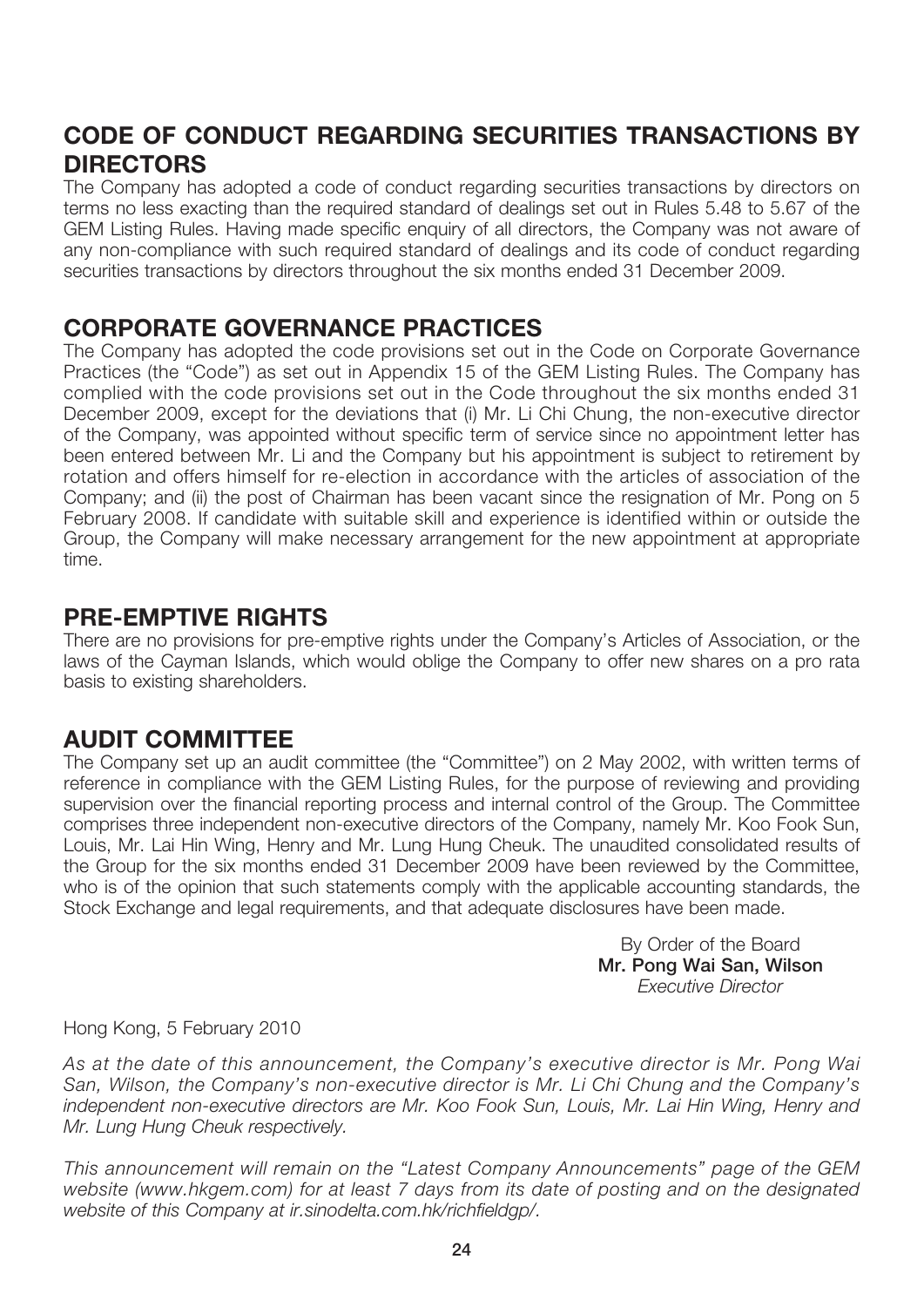## CODE OF CONDUCT REGARDING SECURITIES TRANSACTIONS BY DIRECTORS

The Company has adopted a code of conduct regarding securities transactions by directors on terms no less exacting than the required standard of dealings set out in Rules 5.48 to 5.67 of the GEM Listing Rules. Having made specific enquiry of all directors, the Company was not aware of any non-compliance with such required standard of dealings and its code of conduct regarding securities transactions by directors throughout the six months ended 31 December 2009.

## CORPORATE GOVERNANCE PRACTICES

The Company has adopted the code provisions set out in the Code on Corporate Governance Practices (the "Code") as set out in Appendix 15 of the GEM Listing Rules. The Company has complied with the code provisions set out in the Code throughout the six months ended 31 December 2009, except for the deviations that (i) Mr. Li Chi Chung, the non-executive director of the Company, was appointed without specific term of service since no appointment letter has been entered between Mr. Li and the Company but his appointment is subject to retirement by rotation and offers himself for re-election in accordance with the articles of association of the Company; and (ii) the post of Chairman has been vacant since the resignation of Mr. Pong on 5 February 2008. If candidate with suitable skill and experience is identified within or outside the Group, the Company will make necessary arrangement for the new appointment at appropriate time.

## PRE-EMPTIVE RIGHTS

There are no provisions for pre-emptive rights under the Company's Articles of Association, or the laws of the Cayman Islands, which would oblige the Company to offer new shares on a pro rata basis to existing shareholders.

## AUDIT COMMITTEE

The Company set up an audit committee (the "Committee") on 2 May 2002, with written terms of reference in compliance with the GEM Listing Rules, for the purpose of reviewing and providing supervision over the financial reporting process and internal control of the Group. The Committee comprises three independent non-executive directors of the Company, namely Mr. Koo Fook Sun, Louis, Mr. Lai Hin Wing, Henry and Mr. Lung Hung Cheuk. The unaudited consolidated results of the Group for the six months ended 31 December 2009 have been reviewed by the Committee, who is of the opinion that such statements comply with the applicable accounting standards, the Stock Exchange and legal requirements, and that adequate disclosures have been made.

By Order of the Board
**Mr. Pong Wai San, Wilson**
*Executive Director*

Hong Kong, 5 February 2010

*As at the date of this announcement, the Company's executive director is Mr. Pong Wai San, Wilson, the Company's non-executive director is Mr. Li Chi Chung and the Company's independent non-executive directors are Mr. Koo Fook Sun, Louis, Mr. Lai Hin Wing, Henry and Mr. Lung Hung Cheuk respectively.*

*This announcement will remain on the "Latest Company Announcements" page of the GEM website (www.hkgem.com) for at least 7 days from its date of posting and on the designated website of this Company at ir.sinodelta.com.hk/richfieldgp/.*